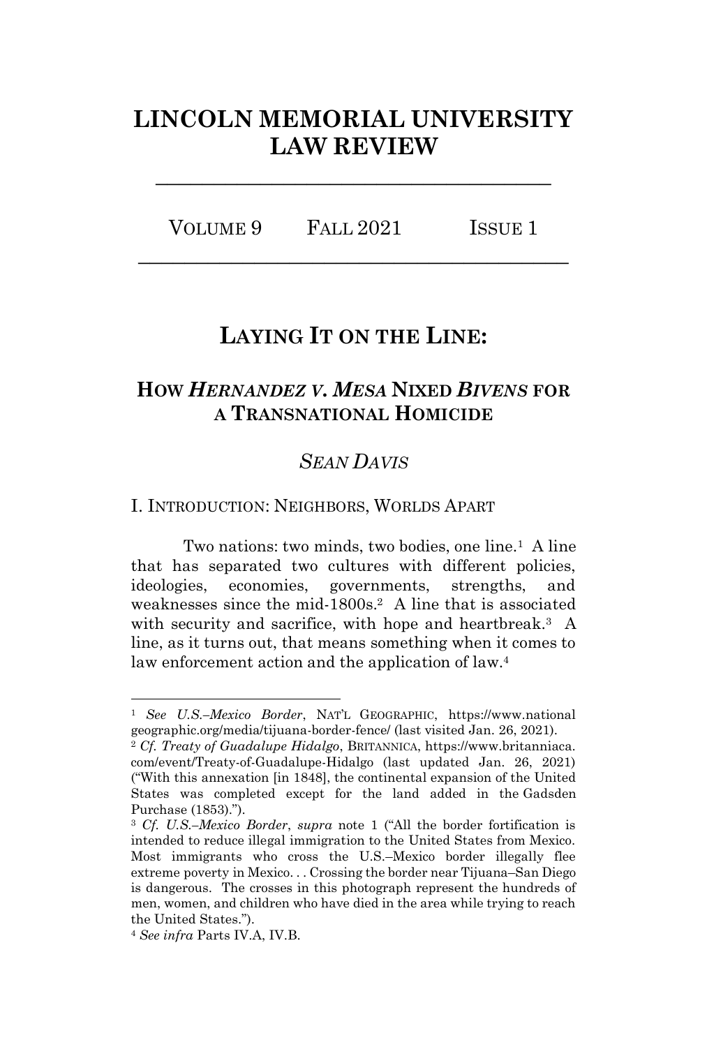# LINCOLN MEMORIAL UNIVERSITY LAW REVIEW

VOLUME 9 FALL 2021 ISSUE 1

## LAYING IT ON THE LINE:

### HOW *HERNANDEZ V. MESA* NIXED *BIVENS* FOR A TRANSNATIONAL HOMICIDE

*SEAN DAVIS*

I. INTRODUCTION: NEIGHBORS, WORLDS APART

Two nations: two minds, two bodies, one line.[1] A line that has separated two cultures with different policies, ideologies, economies, governments, strengths, and weaknesses since the mid-1800s.[2] A line that is associated with security and sacrifice, with hope and heartbreak.[3] A line, as it turns out, that means something when it comes to law enforcement action and the application of law.[4]

---

[1] *See U.S.–Mexico Border*, NAT'L GEOGRAPHIC, https://www.nationalgeographic.org/media/tijuana-border-fence/ (last visited Jan. 26, 2021).

[2] *Cf. Treaty of Guadalupe Hidalgo*, BRITANNICA, https://www.britanniaca.com/event/Treaty-of-Guadalupe-Hidalgo (last updated Jan. 26, 2021) ("With this annexation [in 1848], the continental expansion of the United States was completed except for the land added in the Gadsden Purchase (1853).").

[3] *Cf. U.S.–Mexico Border*, *supra* note 1 ("All the border fortification is intended to reduce illegal immigration to the United States from Mexico. Most immigrants who cross the U.S.–Mexico border illegally flee extreme poverty in Mexico. . . Crossing the border near Tijuana–San Diego is dangerous. The crosses in this photograph represent the hundreds of men, women, and children who have died in the area while trying to reach the United States.").

[4] *See infra* Parts IV.A, IV.B.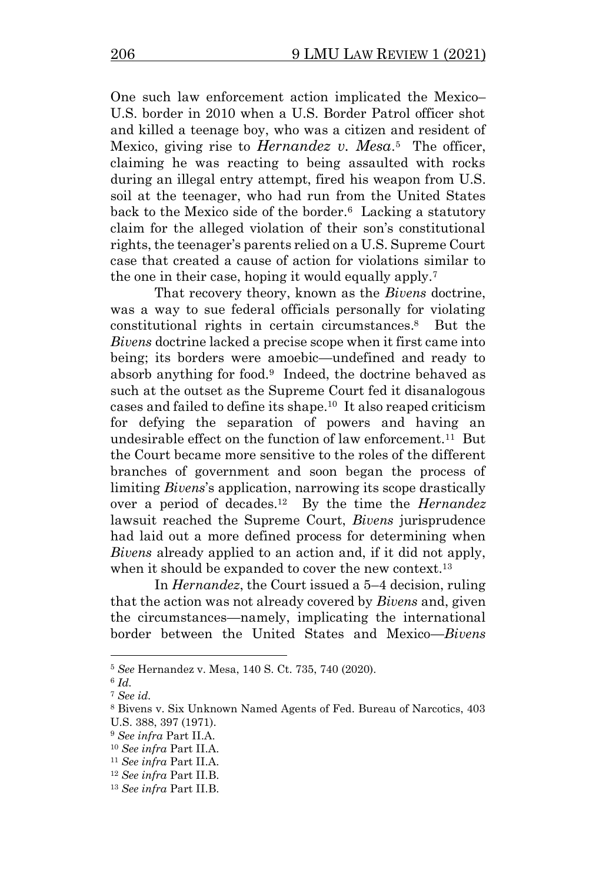One such law enforcement action implicated the Mexico–U.S. border in 2010 when a U.S. Border Patrol officer shot and killed a teenage boy, who was a citizen and resident of Mexico, giving rise to *Hernandez v. Mesa*.[5] The officer, claiming he was reacting to being assaulted with rocks during an illegal entry attempt, fired his weapon from U.S. soil at the teenager, who had run from the United States back to the Mexico side of the border.[6] Lacking a statutory claim for the alleged violation of their son's constitutional rights, the teenager's parents relied on a U.S. Supreme Court case that created a cause of action for violations similar to the one in their case, hoping it would equally apply.[7]

That recovery theory, known as the *Bivens* doctrine, was a way to sue federal officials personally for violating constitutional rights in certain circumstances.[8] But the *Bivens* doctrine lacked a precise scope when it first came into being; its borders were amoebic—undefined and ready to absorb anything for food.[9] Indeed, the doctrine behaved as such at the outset as the Supreme Court fed it disanalogous cases and failed to define its shape.[10] It also reaped criticism for defying the separation of powers and having an undesirable effect on the function of law enforcement.[11] But the Court became more sensitive to the roles of the different branches of government and soon began the process of limiting *Bivens*'s application, narrowing its scope drastically over a period of decades.[12] By the time the *Hernandez* lawsuit reached the Supreme Court, *Bivens* jurisprudence had laid out a more defined process for determining when *Bivens* already applied to an action and, if it did not apply, when it should be expanded to cover the new context.[13]

In *Hernandez*, the Court issued a 5–4 decision, ruling that the action was not already covered by *Bivens* and, given the circumstances—namely, implicating the international border between the United States and Mexico—*Bivens*

---

[5] *See* Hernandez v. Mesa, 140 S. Ct. 735, 740 (2020).

[6] *Id.*

[7] *See id.*

[8] Bivens v. Six Unknown Named Agents of Fed. Bureau of Narcotics, 403 U.S. 388, 397 (1971).

[9] *See infra* Part II.A.

[10] *See infra* Part II.A.

[11] *See infra* Part II.A.

[12] *See infra* Part II.B.

[13] *See infra* Part II.B.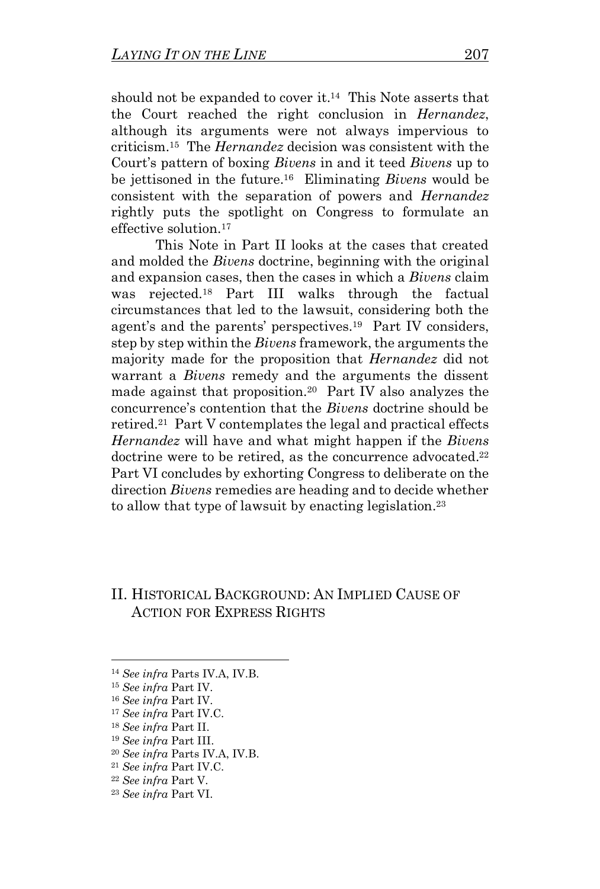should not be expanded to cover it.[14] This Note asserts that the Court reached the right conclusion in *Hernandez*, although its arguments were not always impervious to criticism.[15] The *Hernandez* decision was consistent with the Court's pattern of boxing *Bivens* in and it teed *Bivens* up to be jettisoned in the future.[16] Eliminating *Bivens* would be consistent with the separation of powers and *Hernandez* rightly puts the spotlight on Congress to formulate an effective solution.[17]

This Note in Part II looks at the cases that created and molded the *Bivens* doctrine, beginning with the original and expansion cases, then the cases in which a *Bivens* claim was rejected.[18] Part III walks through the factual circumstances that led to the lawsuit, considering both the agent's and the parents' perspectives.[19] Part IV considers, step by step within the *Bivens* framework, the arguments the majority made for the proposition that *Hernandez* did not warrant a *Bivens* remedy and the arguments the dissent made against that proposition.[20] Part IV also analyzes the concurrence's contention that the *Bivens* doctrine should be retired.[21] Part V contemplates the legal and practical effects *Hernandez* will have and what might happen if the *Bivens* doctrine were to be retired, as the concurrence advocated.[22] Part VI concludes by exhorting Congress to deliberate on the direction *Bivens* remedies are heading and to decide whether to allow that type of lawsuit by enacting legislation.[23]

## II. HISTORICAL BACKGROUND: AN IMPLIED CAUSE OF ACTION FOR EXPRESS RIGHTS

---

[14] *See infra* Parts IV.A, IV.B.

[15] *See infra* Part IV.

[16] *See infra* Part IV.

[17] *See infra* Part IV.C.

[18] *See infra* Part II.

[19] *See infra* Part III.

[20] *See infra* Parts IV.A, IV.B.

[21] *See infra* Part IV.C.

[22] *See infra* Part V.

[23] *See infra* Part VI.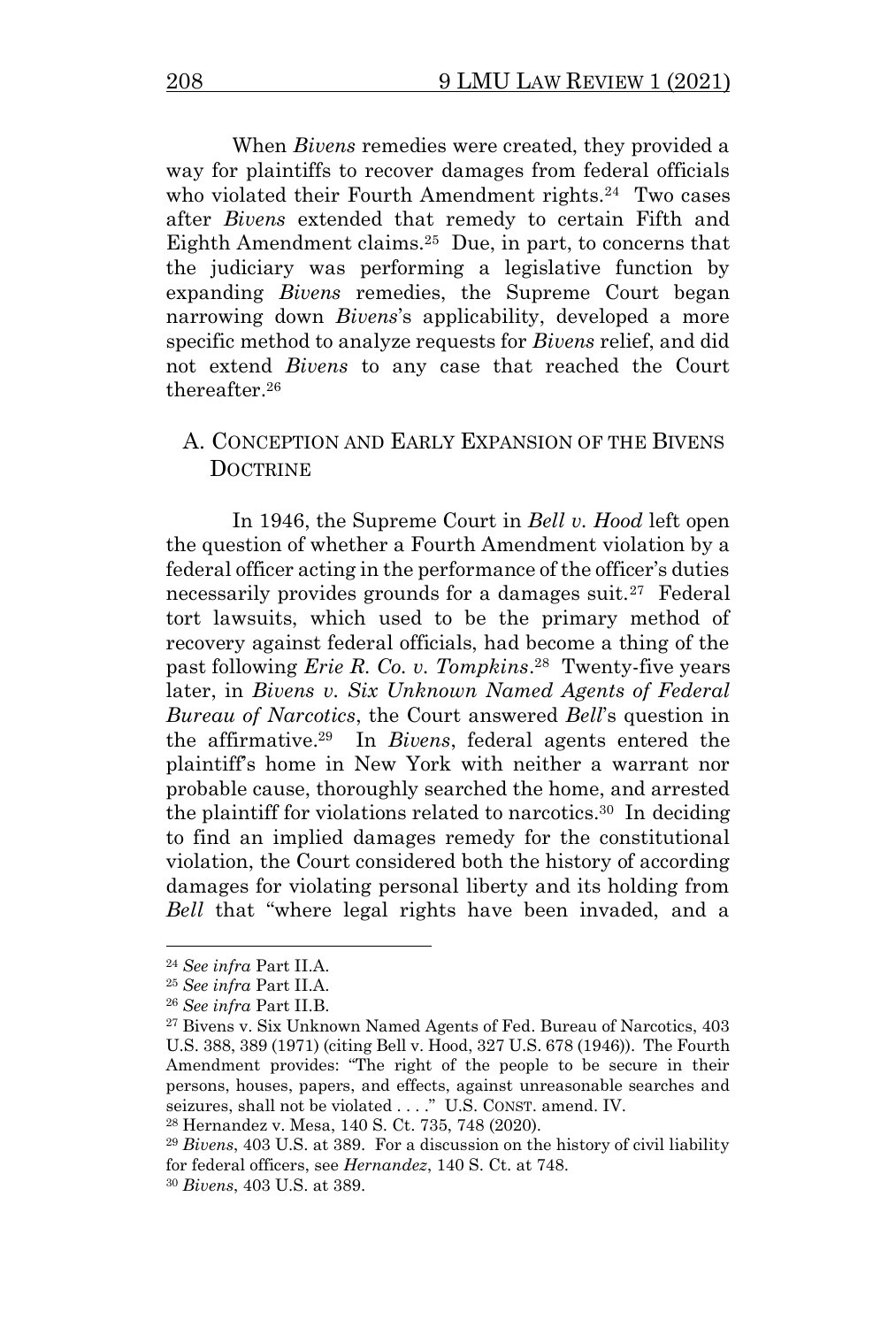When *Bivens* remedies were created, they provided a way for plaintiffs to recover damages from federal officials who violated their Fourth Amendment rights.[24] Two cases after *Bivens* extended that remedy to certain Fifth and Eighth Amendment claims.[25] Due, in part, to concerns that the judiciary was performing a legislative function by expanding *Bivens* remedies, the Supreme Court began narrowing down *Bivens*'s applicability, developed a more specific method to analyze requests for *Bivens* relief, and did not extend *Bivens* to any case that reached the Court thereafter.[26]

## A. Conception and Early Expansion of the Bivens Doctrine

In 1946, the Supreme Court in *Bell v. Hood* left open the question of whether a Fourth Amendment violation by a federal officer acting in the performance of the officer's duties necessarily provides grounds for a damages suit.[27] Federal tort lawsuits, which used to be the primary method of recovery against federal officials, had become a thing of the past following *Erie R. Co. v. Tompkins*.[28] Twenty-five years later, in *Bivens v. Six Unknown Named Agents of Federal Bureau of Narcotics*, the Court answered *Bell*'s question in the affirmative.[29] In *Bivens*, federal agents entered the plaintiff's home in New York with neither a warrant nor probable cause, thoroughly searched the home, and arrested the plaintiff for violations related to narcotics.[30] In deciding to find an implied damages remedy for the constitutional violation, the Court considered both the history of according damages for violating personal liberty and its holding from *Bell* that "where legal rights have been invaded, and a

---

[24] *See infra* Part II.A.

[25] *See infra* Part II.A.

[26] *See infra* Part II.B.

[27] Bivens v. Six Unknown Named Agents of Fed. Bureau of Narcotics, 403 U.S. 388, 389 (1971) (citing Bell v. Hood, 327 U.S. 678 (1946)). The Fourth Amendment provides: "The right of the people to be secure in their persons, houses, papers, and effects, against unreasonable searches and seizures, shall not be violated . . . ." U.S. Const. amend. IV.

[28] Hernandez v. Mesa, 140 S. Ct. 735, 748 (2020).

[29] *Bivens*, 403 U.S. at 389. For a discussion on the history of civil liability for federal officers, see *Hernandez*, 140 S. Ct. at 748.

[30] *Bivens*, 403 U.S. at 389.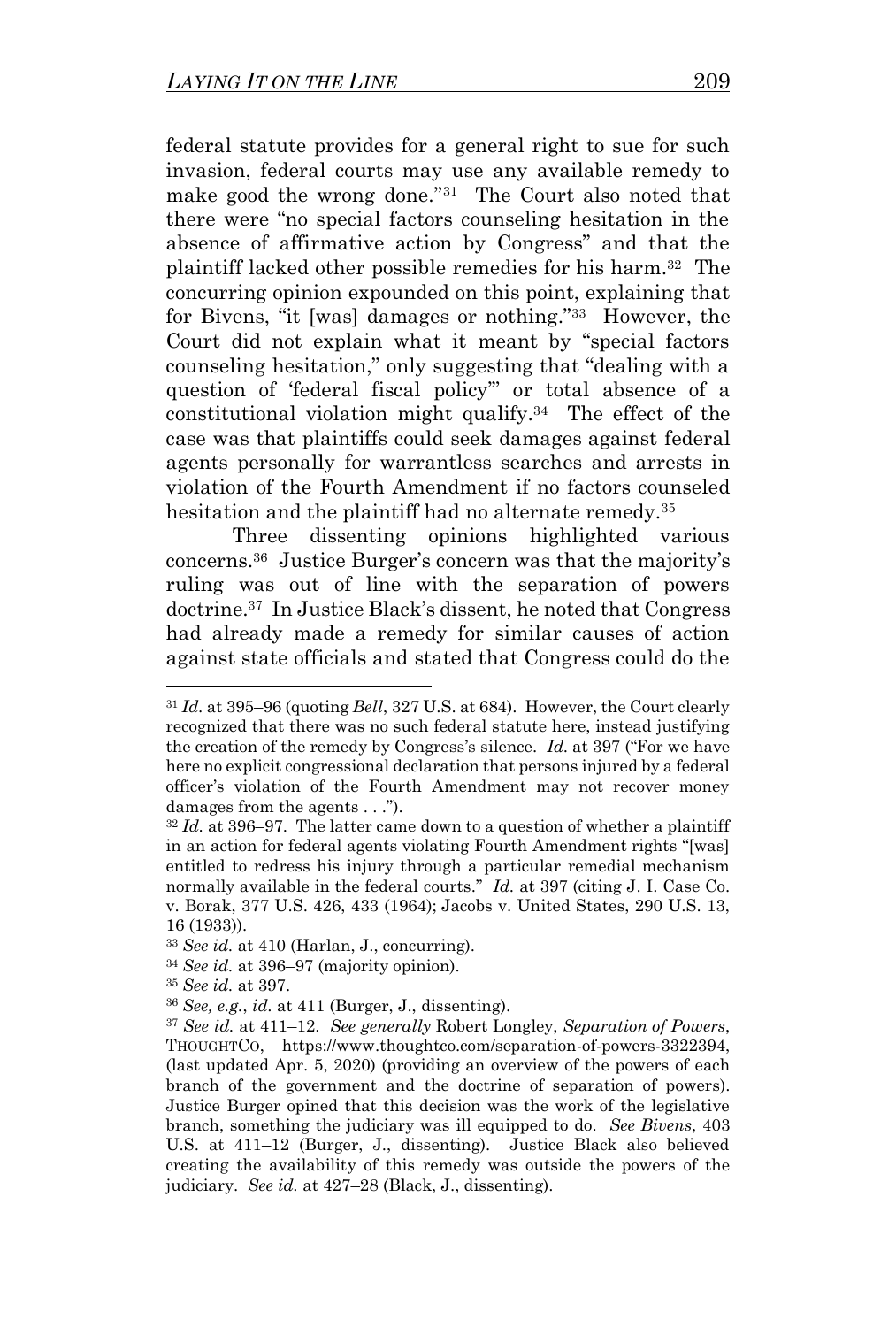federal statute provides for a general right to sue for such invasion, federal courts may use any available remedy to make good the wrong done."[31] The Court also noted that there were "no special factors counseling hesitation in the absence of affirmative action by Congress" and that the plaintiff lacked other possible remedies for his harm.[32] The concurring opinion expounded on this point, explaining that for Bivens, "it [was] damages or nothing."[33] However, the Court did not explain what it meant by "special factors counseling hesitation," only suggesting that "dealing with a question of 'federal fiscal policy'" or total absence of a constitutional violation might qualify.[34] The effect of the case was that plaintiffs could seek damages against federal agents personally for warrantless searches and arrests in violation of the Fourth Amendment if no factors counseled hesitation and the plaintiff had no alternate remedy.[35]

Three dissenting opinions highlighted various concerns.[36] Justice Burger's concern was that the majority's ruling was out of line with the separation of powers doctrine.[37] In Justice Black's dissent, he noted that Congress had already made a remedy for similar causes of action against state officials and stated that Congress could do the

---

[31] *Id.* at 395–96 (quoting *Bell*, 327 U.S. at 684). However, the Court clearly recognized that there was no such federal statute here, instead justifying the creation of the remedy by Congress's silence. *Id.* at 397 ("For we have here no explicit congressional declaration that persons injured by a federal officer's violation of the Fourth Amendment may not recover money damages from the agents . . .").

[32] *Id.* at 396–97. The latter came down to a question of whether a plaintiff in an action for federal agents violating Fourth Amendment rights "[was] entitled to redress his injury through a particular remedial mechanism normally available in the federal courts." *Id.* at 397 (citing J. I. Case Co. v. Borak, 377 U.S. 426, 433 (1964); Jacobs v. United States, 290 U.S. 13, 16 (1933)).

[33] *See id.* at 410 (Harlan, J., concurring).

[34] *See id.* at 396–97 (majority opinion).

[35] *See id.* at 397.

[36] *See, e.g.*, *id.* at 411 (Burger, J., dissenting).

[37] *See id.* at 411–12. *See generally* Robert Longley, *Separation of Powers*, THOUGHTCO, https://www.thoughtco.com/separation-of-powers-3322394, (last updated Apr. 5, 2020) (providing an overview of the powers of each branch of the government and the doctrine of separation of powers). Justice Burger opined that this decision was the work of the legislative branch, something the judiciary was ill equipped to do. *See Bivens*, 403 U.S. at 411–12 (Burger, J., dissenting). Justice Black also believed creating the availability of this remedy was outside the powers of the judiciary. *See id.* at 427–28 (Black, J., dissenting).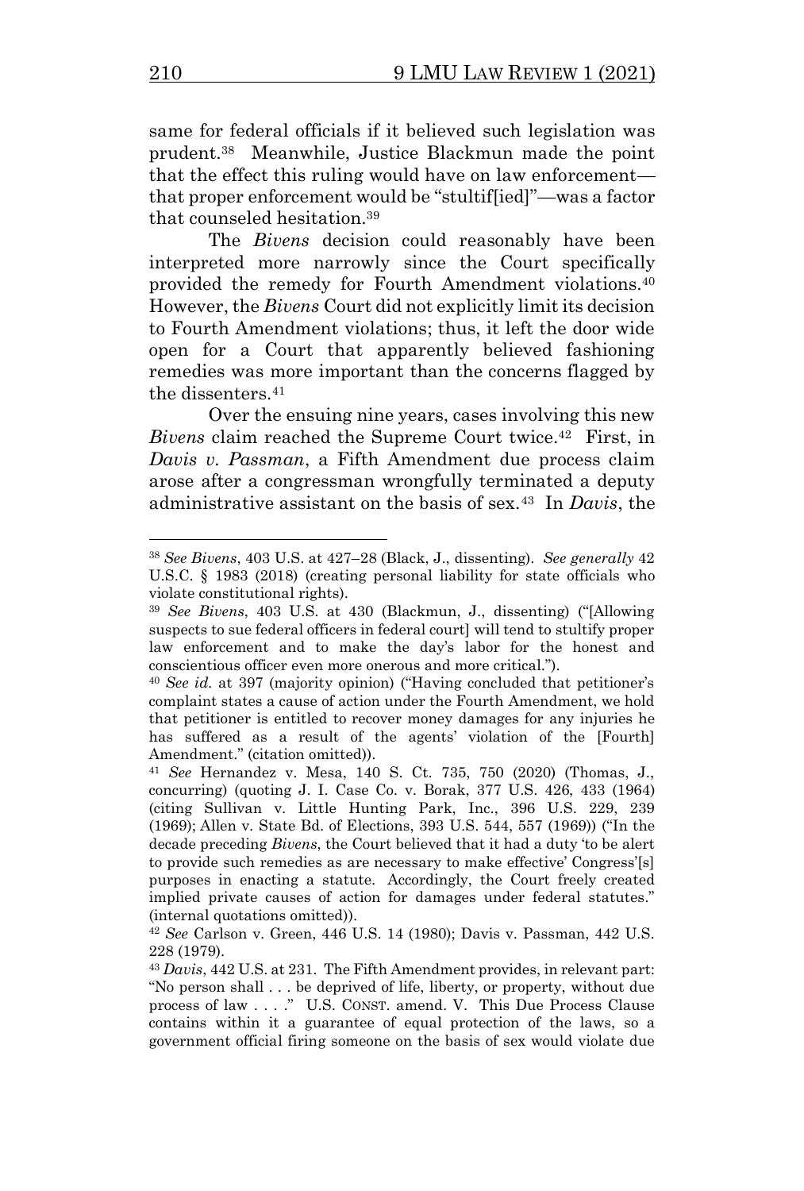same for federal officials if it believed such legislation was prudent.[38] Meanwhile, Justice Blackmun made the point that the effect this ruling would have on law enforcement—that proper enforcement would be "stultif[ied]"—was a factor that counseled hesitation.[39]

The *Bivens* decision could reasonably have been interpreted more narrowly since the Court specifically provided the remedy for Fourth Amendment violations.[40] However, the *Bivens* Court did not explicitly limit its decision to Fourth Amendment violations; thus, it left the door wide open for a Court that apparently believed fashioning remedies was more important than the concerns flagged by the dissenters.[41]

Over the ensuing nine years, cases involving this new *Bivens* claim reached the Supreme Court twice.[42] First, in *Davis v. Passman*, a Fifth Amendment due process claim arose after a congressman wrongfully terminated a deputy administrative assistant on the basis of sex.[43] In *Davis*, the

---

[38] *See Bivens*, 403 U.S. at 427–28 (Black, J., dissenting). *See generally* 42 U.S.C. § 1983 (2018) (creating personal liability for state officials who violate constitutional rights).

[39] *See Bivens*, 403 U.S. at 430 (Blackmun, J., dissenting) ("[Allowing suspects to sue federal officers in federal court] will tend to stultify proper law enforcement and to make the day's labor for the honest and conscientious officer even more onerous and more critical.").

[40] *See id.* at 397 (majority opinion) ("Having concluded that petitioner's complaint states a cause of action under the Fourth Amendment, we hold that petitioner is entitled to recover money damages for any injuries he has suffered as a result of the agents' violation of the [Fourth] Amendment." (citation omitted)).

[41] *See* Hernandez v. Mesa, 140 S. Ct. 735, 750 (2020) (Thomas, J., concurring) (quoting J. I. Case Co. v. Borak, 377 U.S. 426, 433 (1964) (citing Sullivan v. Little Hunting Park, Inc., 396 U.S. 229, 239 (1969); Allen v. State Bd. of Elections, 393 U.S. 544, 557 (1969)) ("In the decade preceding *Bivens*, the Court believed that it had a duty 'to be alert to provide such remedies as are necessary to make effective' Congress'[s] purposes in enacting a statute. Accordingly, the Court freely created implied private causes of action for damages under federal statutes." (internal quotations omitted)).

[42] *See* Carlson v. Green, 446 U.S. 14 (1980); Davis v. Passman, 442 U.S. 228 (1979).

[43] *Davis*, 442 U.S. at 231. The Fifth Amendment provides, in relevant part: "No person shall . . . be deprived of life, liberty, or property, without due process of law . . . ." U.S. CONST. amend. V. This Due Process Clause contains within it a guarantee of equal protection of the laws, so a government official firing someone on the basis of sex would violate due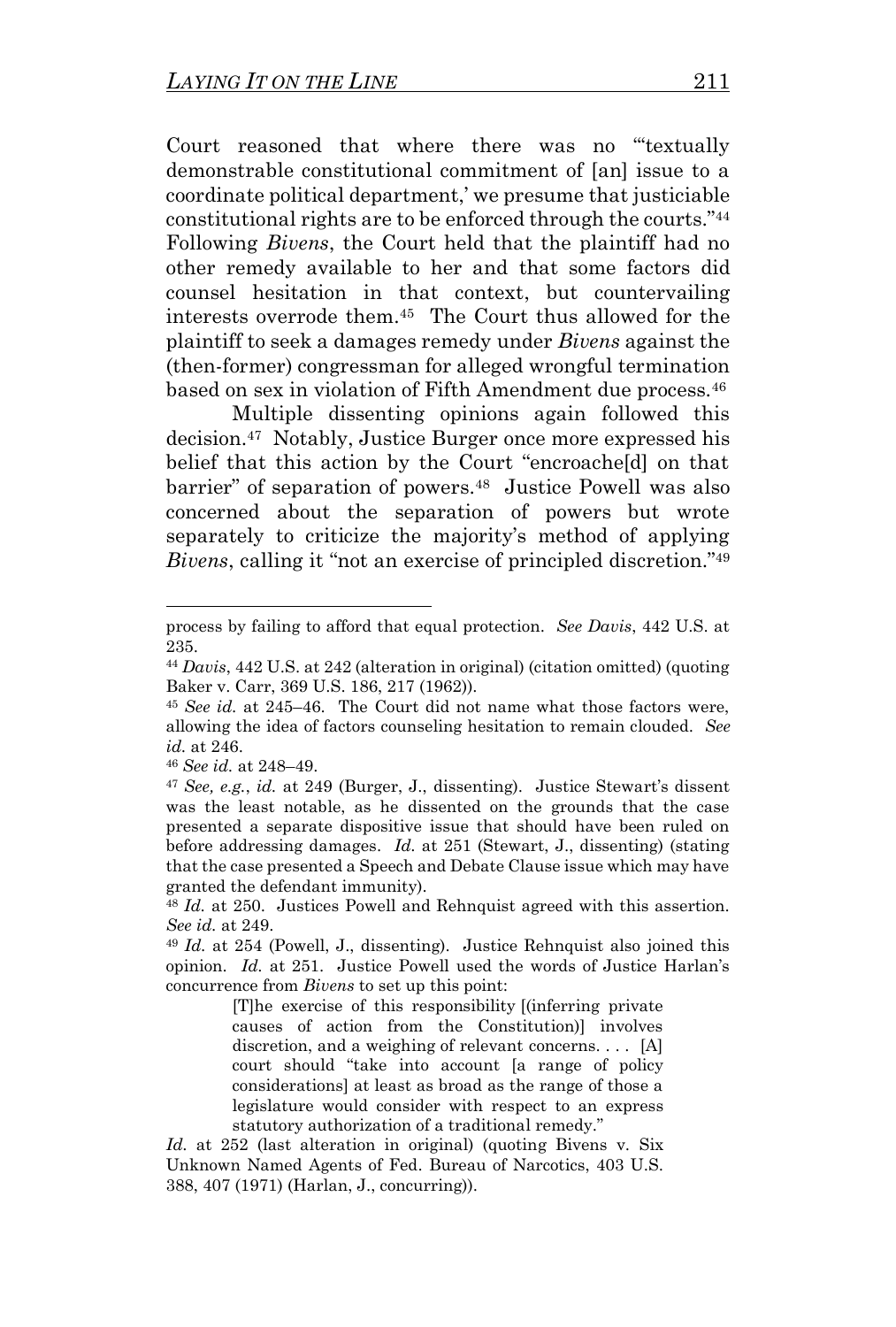Court reasoned that where there was no "'textually demonstrable constitutional commitment of [an] issue to a coordinate political department,' we presume that justiciable constitutional rights are to be enforced through the courts."[44] Following *Bivens*, the Court held that the plaintiff had no other remedy available to her and that some factors did counsel hesitation in that context, but countervailing interests overrode them.[45] The Court thus allowed for the plaintiff to seek a damages remedy under *Bivens* against the (then-former) congressman for alleged wrongful termination based on sex in violation of Fifth Amendment due process.[46]

Multiple dissenting opinions again followed this decision.[47] Notably, Justice Burger once more expressed his belief that this action by the Court "encroache[d] on that barrier" of separation of powers.[48] Justice Powell was also concerned about the separation of powers but wrote separately to criticize the majority's method of applying *Bivens*, calling it "not an exercise of principled discretion."[49]

---

process by failing to afford that equal protection. *See Davis*, 442 U.S. at 235.

[44] *Davis*, 442 U.S. at 242 (alteration in original) (citation omitted) (quoting Baker v. Carr, 369 U.S. 186, 217 (1962)).

[45] *See id.* at 245–46. The Court did not name what those factors were, allowing the idea of factors counseling hesitation to remain clouded. *See id.* at 246.

[46] *See id.* at 248–49.

[47] *See, e.g.*, *id.* at 249 (Burger, J., dissenting). Justice Stewart's dissent was the least notable, as he dissented on the grounds that the case presented a separate dispositive issue that should have been ruled on before addressing damages. *Id.* at 251 (Stewart, J., dissenting) (stating that the case presented a Speech and Debate Clause issue which may have granted the defendant immunity).

[48] *Id.* at 250. Justices Powell and Rehnquist agreed with this assertion. *See id.* at 249.

[49] *Id.* at 254 (Powell, J., dissenting). Justice Rehnquist also joined this opinion. *Id.* at 251. Justice Powell used the words of Justice Harlan's concurrence from *Bivens* to set up this point:

> [T]he exercise of this responsibility [(inferring private causes of action from the Constitution)] involves discretion, and a weighing of relevant concerns. . . . [A] court should "take into account [a range of policy considerations] at least as broad as the range of those a legislature would consider with respect to an express statutory authorization of a traditional remedy."

*Id.* at 252 (last alteration in original) (quoting Bivens v. Six Unknown Named Agents of Fed. Bureau of Narcotics, 403 U.S. 388, 407 (1971) (Harlan, J., concurring)).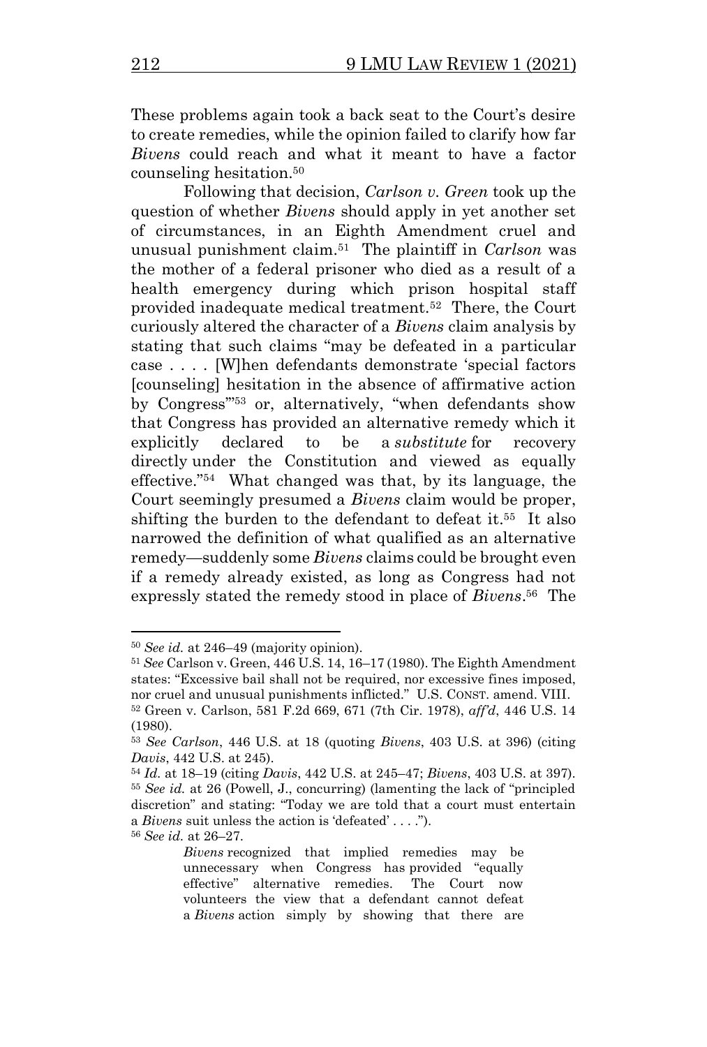These problems again took a back seat to the Court's desire to create remedies, while the opinion failed to clarify how far *Bivens* could reach and what it meant to have a factor counseling hesitation.[50]

Following that decision, *Carlson v. Green* took up the question of whether *Bivens* should apply in yet another set of circumstances, in an Eighth Amendment cruel and unusual punishment claim.[51] The plaintiff in *Carlson* was the mother of a federal prisoner who died as a result of a health emergency during which prison hospital staff provided inadequate medical treatment.[52] There, the Court curiously altered the character of a *Bivens* claim analysis by stating that such claims "may be defeated in a particular case . . . . [W]hen defendants demonstrate 'special factors [counseling] hesitation in the absence of affirmative action by Congress'"[53] or, alternatively, "when defendants show that Congress has provided an alternative remedy which it explicitly declared to be a *substitute* for recovery directly under the Constitution and viewed as equally effective."[54] What changed was that, by its language, the Court seemingly presumed a *Bivens* claim would be proper, shifting the burden to the defendant to defeat it.[55] It also narrowed the definition of what qualified as an alternative remedy—suddenly some *Bivens* claims could be brought even if a remedy already existed, as long as Congress had not expressly stated the remedy stood in place of *Bivens*.[56] The

---

[50] *See id.* at 246–49 (majority opinion).

[51] *See* Carlson v. Green, 446 U.S. 14, 16–17 (1980). The Eighth Amendment states: "Excessive bail shall not be required, nor excessive fines imposed, nor cruel and unusual punishments inflicted." U.S. CONST. amend. VIII.

[52] Green v. Carlson, 581 F.2d 669, 671 (7th Cir. 1978), *aff'd*, 446 U.S. 14 (1980).

[53] *See Carlson*, 446 U.S. at 18 (quoting *Bivens*, 403 U.S. at 396) (citing *Davis*, 442 U.S. at 245).

[54] *Id.* at 18–19 (citing *Davis*, 442 U.S. at 245–47; *Bivens*, 403 U.S. at 397).

[55] *See id.* at 26 (Powell, J., concurring) (lamenting the lack of "principled discretion" and stating: "Today we are told that a court must entertain a *Bivens* suit unless the action is 'defeated' . . . .").

[56] *See id.* at 26–27.

> *Bivens* recognized that implied remedies may be unnecessary when Congress has provided "equally effective" alternative remedies. The Court now volunteers the view that a defendant cannot defeat a *Bivens* action simply by showing that there are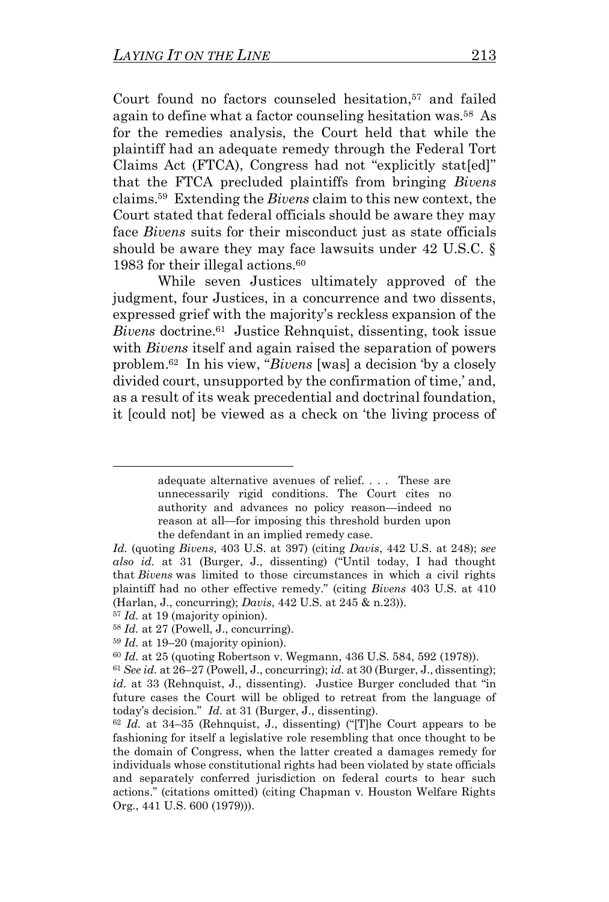Court found no factors counseled hesitation,[57] and failed again to define what a factor counseling hesitation was.[58] As for the remedies analysis, the Court held that while the plaintiff had an adequate remedy through the Federal Tort Claims Act (FTCA), Congress had not "explicitly stat[ed]" that the FTCA precluded plaintiffs from bringing *Bivens* claims.[59] Extending the *Bivens* claim to this new context, the Court stated that federal officials should be aware they may face *Bivens* suits for their misconduct just as state officials should be aware they may face lawsuits under 42 U.S.C. § 1983 for their illegal actions.[60]

While seven Justices ultimately approved of the judgment, four Justices, in a concurrence and two dissents, expressed grief with the majority's reckless expansion of the *Bivens* doctrine.[61] Justice Rehnquist, dissenting, took issue with *Bivens* itself and again raised the separation of powers problem.[62] In his view, "*Bivens* [was] a decision 'by a closely divided court, unsupported by the confirmation of time,' and, as a result of its weak precedential and doctrinal foundation, it [could not] be viewed as a check on 'the living process of

---

> adequate alternative avenues of relief. . . . These are unnecessarily rigid conditions. The Court cites no authority and advances no policy reason—indeed no reason at all—for imposing this threshold burden upon the defendant in an implied remedy case.

*Id.* (quoting *Bivens*, 403 U.S. at 397) (citing *Davis*, 442 U.S. at 248); *see also id.* at 31 (Burger, J., dissenting) ("Until today, I had thought that *Bivens* was limited to those circumstances in which a civil rights plaintiff had no other effective remedy." (citing *Bivens* 403 U.S. at 410 (Harlan, J., concurring); *Davis*, 442 U.S. at 245 & n.23)).

[57] *Id.* at 19 (majority opinion).

[58] *Id.* at 27 (Powell, J., concurring).

[59] *Id.* at 19–20 (majority opinion).

[60] *Id.* at 25 (quoting Robertson v. Wegmann, 436 U.S. 584, 592 (1978)).

[61] *See id.* at 26–27 (Powell, J., concurring); *id.* at 30 (Burger, J., dissenting); *id.* at 33 (Rehnquist, J., dissenting). Justice Burger concluded that "in future cases the Court will be obliged to retreat from the language of today's decision." *Id.* at 31 (Burger, J., dissenting).

[62] *Id.* at 34–35 (Rehnquist, J., dissenting) ("[T]he Court appears to be fashioning for itself a legislative role resembling that once thought to be the domain of Congress, when the latter created a damages remedy for individuals whose constitutional rights had been violated by state officials and separately conferred jurisdiction on federal courts to hear such actions." (citations omitted) (citing Chapman v. Houston Welfare Rights Org., 441 U.S. 600 (1979))).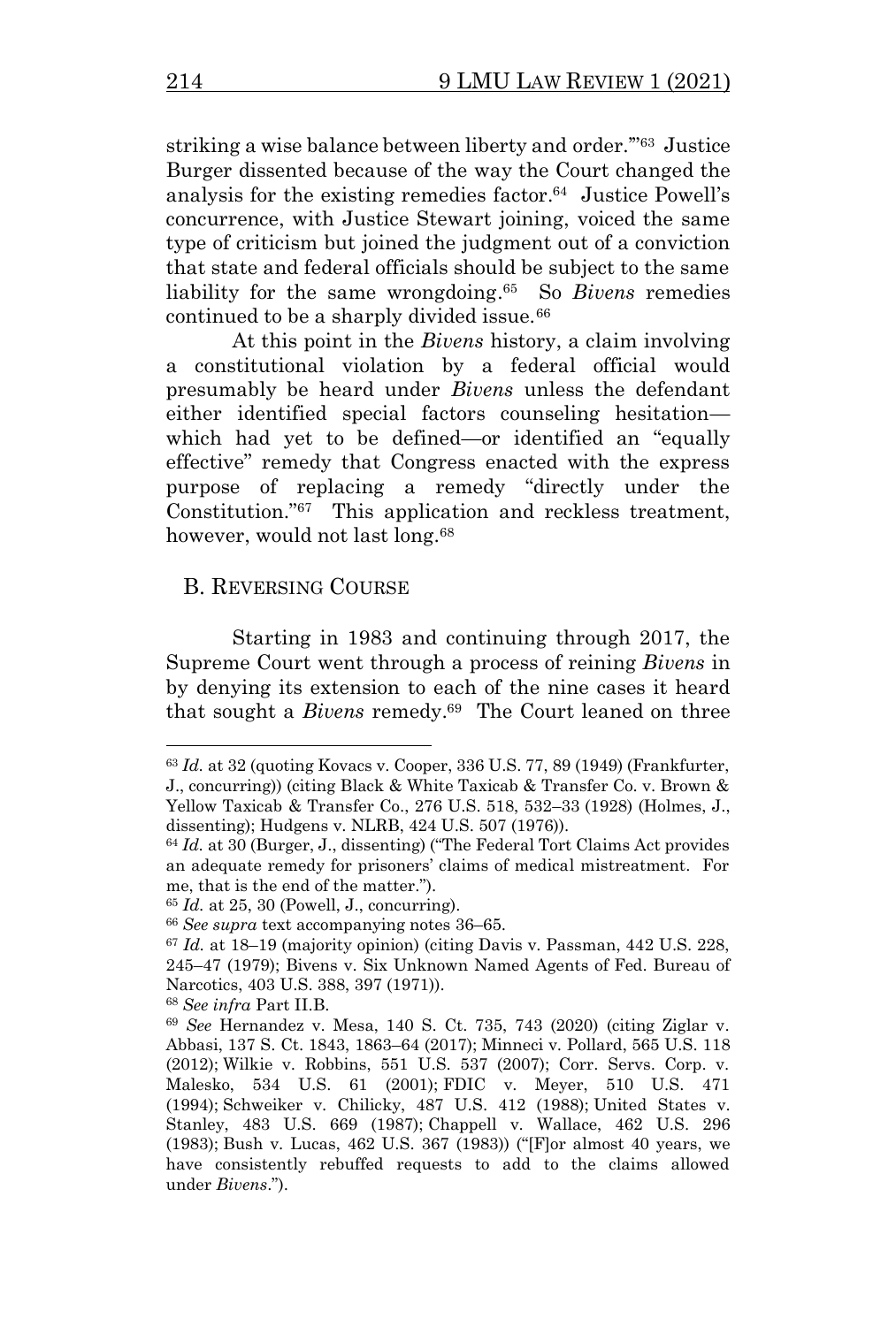striking a wise balance between liberty and order.'"[63] Justice Burger dissented because of the way the Court changed the analysis for the existing remedies factor.[64] Justice Powell's concurrence, with Justice Stewart joining, voiced the same type of criticism but joined the judgment out of a conviction that state and federal officials should be subject to the same liability for the same wrongdoing.[65] So *Bivens* remedies continued to be a sharply divided issue.[66]

At this point in the *Bivens* history, a claim involving a constitutional violation by a federal official would presumably be heard under *Bivens* unless the defendant either identified special factors counseling hesitation—which had yet to be defined—or identified an "equally effective" remedy that Congress enacted with the express purpose of replacing a remedy "directly under the Constitution."[67] This application and reckless treatment, however, would not last long.[68]

### B. Reversing Course

Starting in 1983 and continuing through 2017, the Supreme Court went through a process of reining *Bivens* in by denying its extension to each of the nine cases it heard that sought a *Bivens* remedy.[69] The Court leaned on three

---

[63] *Id.* at 32 (quoting Kovacs v. Cooper, 336 U.S. 77, 89 (1949) (Frankfurter, J., concurring)) (citing Black & White Taxicab & Transfer Co. v. Brown & Yellow Taxicab & Transfer Co., 276 U.S. 518, 532–33 (1928) (Holmes, J., dissenting); Hudgens v. NLRB, 424 U.S. 507 (1976)).

[64] *Id.* at 30 (Burger, J., dissenting) ("The Federal Tort Claims Act provides an adequate remedy for prisoners' claims of medical mistreatment. For me, that is the end of the matter.").

[65] *Id.* at 25, 30 (Powell, J., concurring).

[66] *See supra* text accompanying notes 36–65.

[67] *Id.* at 18–19 (majority opinion) (citing Davis v. Passman, 442 U.S. 228, 245–47 (1979); Bivens v. Six Unknown Named Agents of Fed. Bureau of Narcotics, 403 U.S. 388, 397 (1971)).

[68] *See infra* Part II.B.

[69] *See* Hernandez v. Mesa, 140 S. Ct. 735, 743 (2020) (citing Ziglar v. Abbasi, 137 S. Ct. 1843, 1863–64 (2017); Minneci v. Pollard, 565 U.S. 118 (2012); Wilkie v. Robbins, 551 U.S. 537 (2007); Corr. Servs. Corp. v. Malesko, 534 U.S. 61 (2001); FDIC v. Meyer, 510 U.S. 471 (1994); Schweiker v. Chilicky, 487 U.S. 412 (1988); United States v. Stanley, 483 U.S. 669 (1987); Chappell v. Wallace, 462 U.S. 296 (1983); Bush v. Lucas, 462 U.S. 367 (1983)) ("[F]or almost 40 years, we have consistently rebuffed requests to add to the claims allowed under *Bivens*.").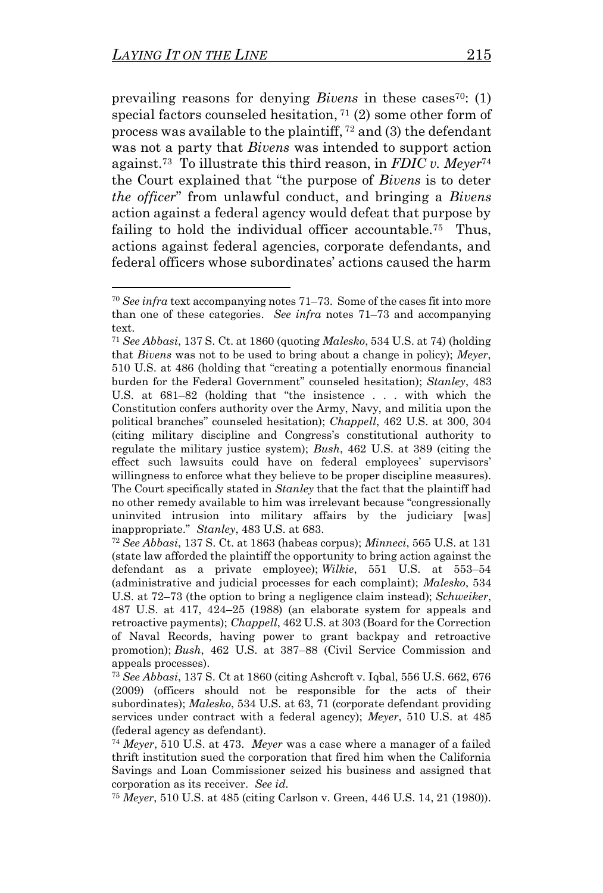prevailing reasons for denying *Bivens* in these cases[70]: (1) special factors counseled hesitation,[71] (2) some other form of process was available to the plaintiff,[72] and (3) the defendant was not a party that *Bivens* was intended to support action against.[73] To illustrate this third reason, in *FDIC v. Meyer*[74] the Court explained that "the purpose of *Bivens* is to deter *the officer*" from unlawful conduct, and bringing a *Bivens* action against a federal agency would defeat that purpose by failing to hold the individual officer accountable.[75] Thus, actions against federal agencies, corporate defendants, and federal officers whose subordinates' actions caused the harm

---

[70] *See infra* text accompanying notes 71–73. Some of the cases fit into more than one of these categories. *See infra* notes 71–73 and accompanying text.

[71] *See Abbasi*, 137 S. Ct. at 1860 (quoting *Malesko*, 534 U.S. at 74) (holding that *Bivens* was not to be used to bring about a change in policy); *Meyer*, 510 U.S. at 486 (holding that "creating a potentially enormous financial burden for the Federal Government" counseled hesitation); *Stanley*, 483 U.S. at 681–82 (holding that "the insistence . . . with which the Constitution confers authority over the Army, Navy, and militia upon the political branches" counseled hesitation); *Chappell*, 462 U.S. at 300, 304 (citing military discipline and Congress's constitutional authority to regulate the military justice system); *Bush*, 462 U.S. at 389 (citing the effect such lawsuits could have on federal employees' supervisors' willingness to enforce what they believe to be proper discipline measures). The Court specifically stated in *Stanley* that the fact that the plaintiff had no other remedy available to him was irrelevant because "congressionally uninvited intrusion into military affairs by the judiciary [was] inappropriate." *Stanley*, 483 U.S. at 683.

[72] *See Abbasi*, 137 S. Ct. at 1863 (habeas corpus); *Minneci*, 565 U.S. at 131 (state law afforded the plaintiff the opportunity to bring action against the defendant as a private employee); *Wilkie*, 551 U.S. at 553–54 (administrative and judicial processes for each complaint); *Malesko*, 534 U.S. at 72–73 (the option to bring a negligence claim instead); *Schweiker*, 487 U.S. at 417, 424–25 (1988) (an elaborate system for appeals and retroactive payments); *Chappell*, 462 U.S. at 303 (Board for the Correction of Naval Records, having power to grant backpay and retroactive promotion); *Bush*, 462 U.S. at 387–88 (Civil Service Commission and appeals processes).

[73] *See Abbasi*, 137 S. Ct at 1860 (citing Ashcroft v. Iqbal, 556 U.S. 662, 676 (2009) (officers should not be responsible for the acts of their subordinates); *Malesko*, 534 U.S. at 63, 71 (corporate defendant providing services under contract with a federal agency); *Meyer*, 510 U.S. at 485 (federal agency as defendant).

[74] *Meyer*, 510 U.S. at 473. *Meyer* was a case where a manager of a failed thrift institution sued the corporation that fired him when the California Savings and Loan Commissioner seized his business and assigned that corporation as its receiver. *See id.*

[75] *Meyer*, 510 U.S. at 485 (citing Carlson v. Green, 446 U.S. 14, 21 (1980)).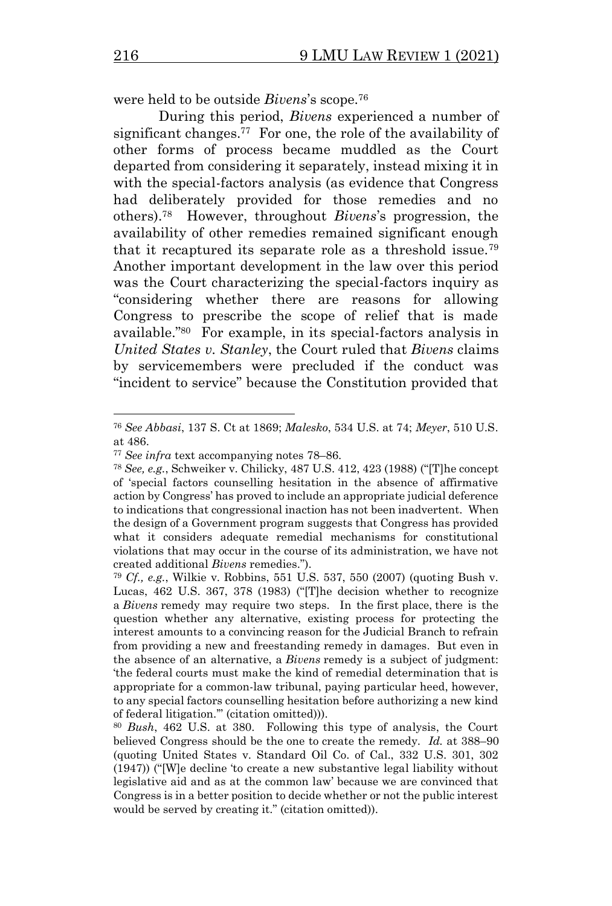were held to be outside *Bivens*'s scope.[76]

During this period, *Bivens* experienced a number of significant changes.[77] For one, the role of the availability of other forms of process became muddled as the Court departed from considering it separately, instead mixing it in with the special-factors analysis (as evidence that Congress had deliberately provided for those remedies and no others).[78] However, throughout *Bivens*'s progression, the availability of other remedies remained significant enough that it recaptured its separate role as a threshold issue.[79] Another important development in the law over this period was the Court characterizing the special-factors inquiry as "considering whether there are reasons for allowing Congress to prescribe the scope of relief that is made available."[80] For example, in its special-factors analysis in *United States v. Stanley*, the Court ruled that *Bivens* claims by servicemembers were precluded if the conduct was "incident to service" because the Constitution provided that

---

[76] *See Abbasi*, 137 S. Ct at 1869; *Malesko*, 534 U.S. at 74; *Meyer*, 510 U.S. at 486.

[77] *See infra* text accompanying notes 78–86.

[78] *See, e.g.*, Schweiker v. Chilicky, 487 U.S. 412, 423 (1988) ("[T]he concept of 'special factors counselling hesitation in the absence of affirmative action by Congress' has proved to include an appropriate judicial deference to indications that congressional inaction has not been inadvertent. When the design of a Government program suggests that Congress has provided what it considers adequate remedial mechanisms for constitutional violations that may occur in the course of its administration, we have not created additional *Bivens* remedies.").

[79] *Cf., e.g.*, Wilkie v. Robbins, 551 U.S. 537, 550 (2007) (quoting Bush v. Lucas, 462 U.S. 367, 378 (1983) ("[T]he decision whether to recognize a *Bivens* remedy may require two steps. In the first place, there is the question whether any alternative, existing process for protecting the interest amounts to a convincing reason for the Judicial Branch to refrain from providing a new and freestanding remedy in damages. But even in the absence of an alternative, a *Bivens* remedy is a subject of judgment: 'the federal courts must make the kind of remedial determination that is appropriate for a common-law tribunal, paying particular heed, however, to any special factors counselling hesitation before authorizing a new kind of federal litigation.'" (citation omitted))).

[80] *Bush*, 462 U.S. at 380. Following this type of analysis, the Court believed Congress should be the one to create the remedy. *Id.* at 388–90 (quoting United States v. Standard Oil Co. of Cal., 332 U.S. 301, 302 (1947)) ("[W]e decline 'to create a new substantive legal liability without legislative aid and as at the common law' because we are convinced that Congress is in a better position to decide whether or not the public interest would be served by creating it." (citation omitted)).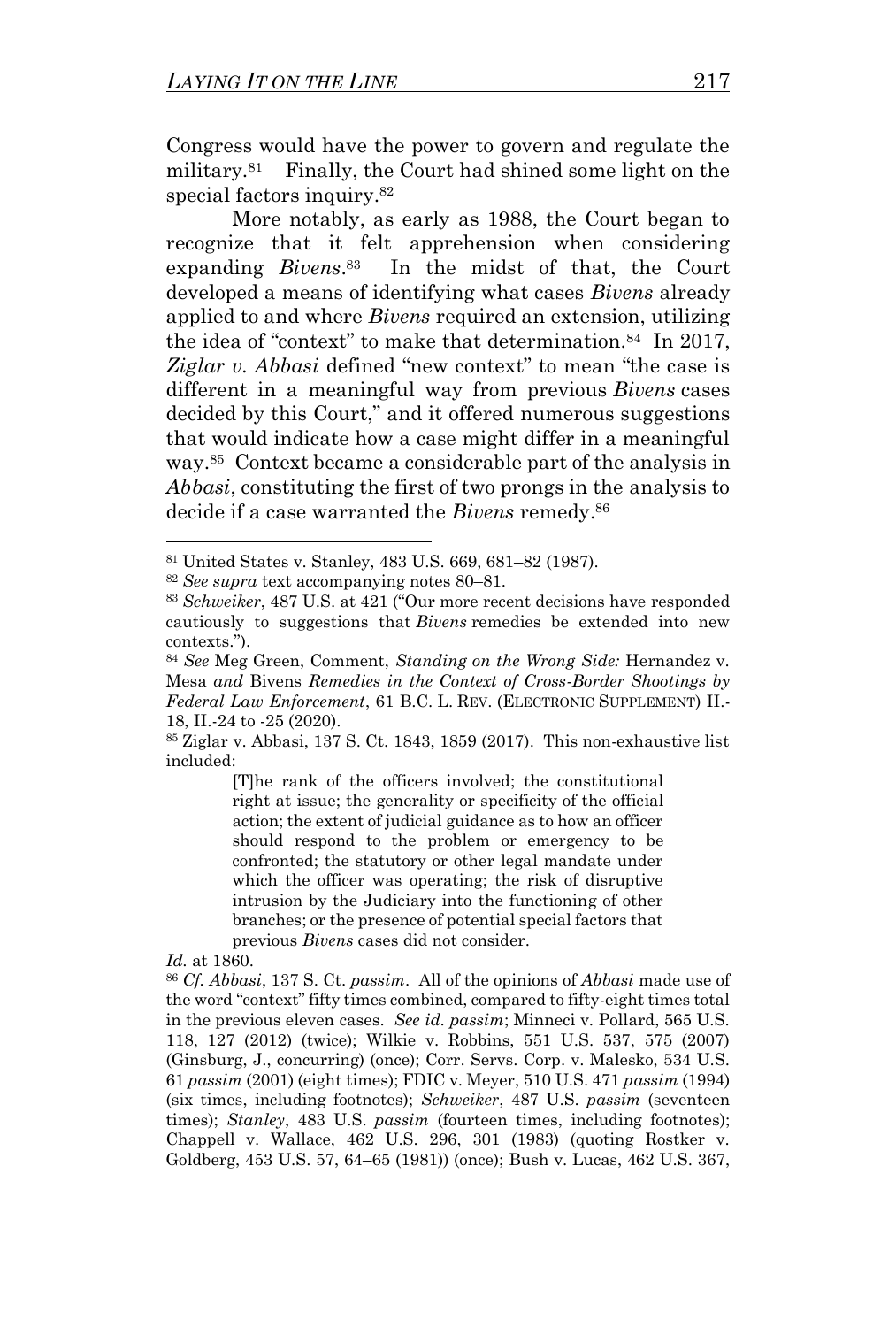Congress would have the power to govern and regulate the military.[81] Finally, the Court had shined some light on the special factors inquiry.[82]

More notably, as early as 1988, the Court began to recognize that it felt apprehension when considering expanding *Bivens*.[83] In the midst of that, the Court developed a means of identifying what cases *Bivens* already applied to and where *Bivens* required an extension, utilizing the idea of "context" to make that determination.[84] In 2017, *Ziglar v. Abbasi* defined "new context" to mean "the case is different in a meaningful way from previous *Bivens* cases decided by this Court," and it offered numerous suggestions that would indicate how a case might differ in a meaningful way.[85] Context became a considerable part of the analysis in *Abbasi*, constituting the first of two prongs in the analysis to decide if a case warranted the *Bivens* remedy.[86]

---

[81] United States v. Stanley, 483 U.S. 669, 681–82 (1987).

[82] *See supra* text accompanying notes 80–81.

[83] *Schweiker*, 487 U.S. at 421 ("Our more recent decisions have responded cautiously to suggestions that *Bivens* remedies be extended into new contexts.").

[84] *See* Meg Green, Comment, *Standing on the Wrong Side:* Hernandez v. Mesa *and* Bivens *Remedies in the Context of Cross-Border Shootings by Federal Law Enforcement*, 61 B.C. L. REV. (ELECTRONIC SUPPLEMENT) II.-18, II.-24 to -25 (2020).

[85] Ziglar v. Abbasi, 137 S. Ct. 1843, 1859 (2017). This non-exhaustive list included:

> [T]he rank of the officers involved; the constitutional right at issue; the generality or specificity of the official action; the extent of judicial guidance as to how an officer should respond to the problem or emergency to be confronted; the statutory or other legal mandate under which the officer was operating; the risk of disruptive intrusion by the Judiciary into the functioning of other branches; or the presence of potential special factors that previous *Bivens* cases did not consider.

*Id.* at 1860.

[86] *Cf. Abbasi*, 137 S. Ct. *passim*. All of the opinions of *Abbasi* made use of the word "context" fifty times combined, compared to fifty-eight times total in the previous eleven cases. *See id. passim*; Minneci v. Pollard, 565 U.S. 118, 127 (2012) (twice); Wilkie v. Robbins, 551 U.S. 537, 575 (2007) (Ginsburg, J., concurring) (once); Corr. Servs. Corp. v. Malesko, 534 U.S. 61 *passim* (2001) (eight times); FDIC v. Meyer, 510 U.S. 471 *passim* (1994) (six times, including footnotes); *Schweiker*, 487 U.S. *passim* (seventeen times); *Stanley*, 483 U.S. *passim* (fourteen times, including footnotes); Chappell v. Wallace, 462 U.S. 296, 301 (1983) (quoting Rostker v. Goldberg, 453 U.S. 57, 64–65 (1981)) (once); Bush v. Lucas, 462 U.S. 367,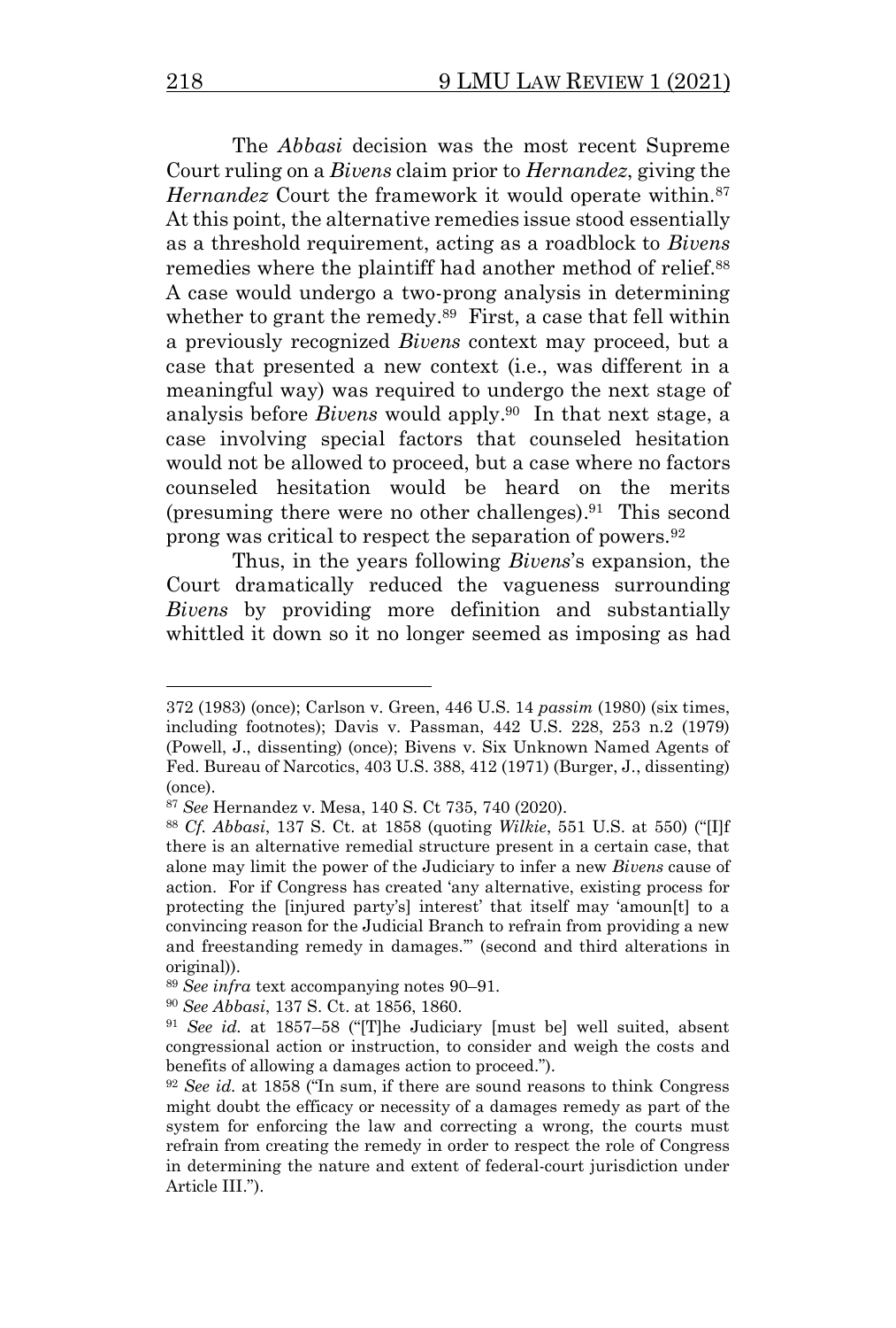The *Abbasi* decision was the most recent Supreme Court ruling on a *Bivens* claim prior to *Hernandez*, giving the *Hernandez* Court the framework it would operate within.[87] At this point, the alternative remedies issue stood essentially as a threshold requirement, acting as a roadblock to *Bivens* remedies where the plaintiff had another method of relief.[88] A case would undergo a two-prong analysis in determining whether to grant the remedy.[89] First, a case that fell within a previously recognized *Bivens* context may proceed, but a case that presented a new context (i.e., was different in a meaningful way) was required to undergo the next stage of analysis before *Bivens* would apply.[90] In that next stage, a case involving special factors that counseled hesitation would not be allowed to proceed, but a case where no factors counseled hesitation would be heard on the merits (presuming there were no other challenges).[91] This second prong was critical to respect the separation of powers.[92]

Thus, in the years following *Bivens*'s expansion, the Court dramatically reduced the vagueness surrounding *Bivens* by providing more definition and substantially whittled it down so it no longer seemed as imposing as had

---

372 (1983) (once); Carlson v. Green, 446 U.S. 14 *passim* (1980) (six times, including footnotes); Davis v. Passman, 442 U.S. 228, 253 n.2 (1979) (Powell, J., dissenting) (once); Bivens v. Six Unknown Named Agents of Fed. Bureau of Narcotics, 403 U.S. 388, 412 (1971) (Burger, J., dissenting) (once).

[87] *See* Hernandez v. Mesa, 140 S. Ct 735, 740 (2020).

[88] *Cf. Abbasi*, 137 S. Ct. at 1858 (quoting *Wilkie*, 551 U.S. at 550) ("[I]f there is an alternative remedial structure present in a certain case, that alone may limit the power of the Judiciary to infer a new *Bivens* cause of action. For if Congress has created 'any alternative, existing process for protecting the [injured party's] interest' that itself may 'amoun[t] to a convincing reason for the Judicial Branch to refrain from providing a new and freestanding remedy in damages.'" (second and third alterations in original)).

[89] *See infra* text accompanying notes 90–91.

[90] *See Abbasi*, 137 S. Ct. at 1856, 1860.

[91] *See id.* at 1857–58 ("[T]he Judiciary [must be] well suited, absent congressional action or instruction, to consider and weigh the costs and benefits of allowing a damages action to proceed.").

[92] *See id.* at 1858 ("In sum, if there are sound reasons to think Congress might doubt the efficacy or necessity of a damages remedy as part of the system for enforcing the law and correcting a wrong, the courts must refrain from creating the remedy in order to respect the role of Congress in determining the nature and extent of federal-court jurisdiction under Article III.").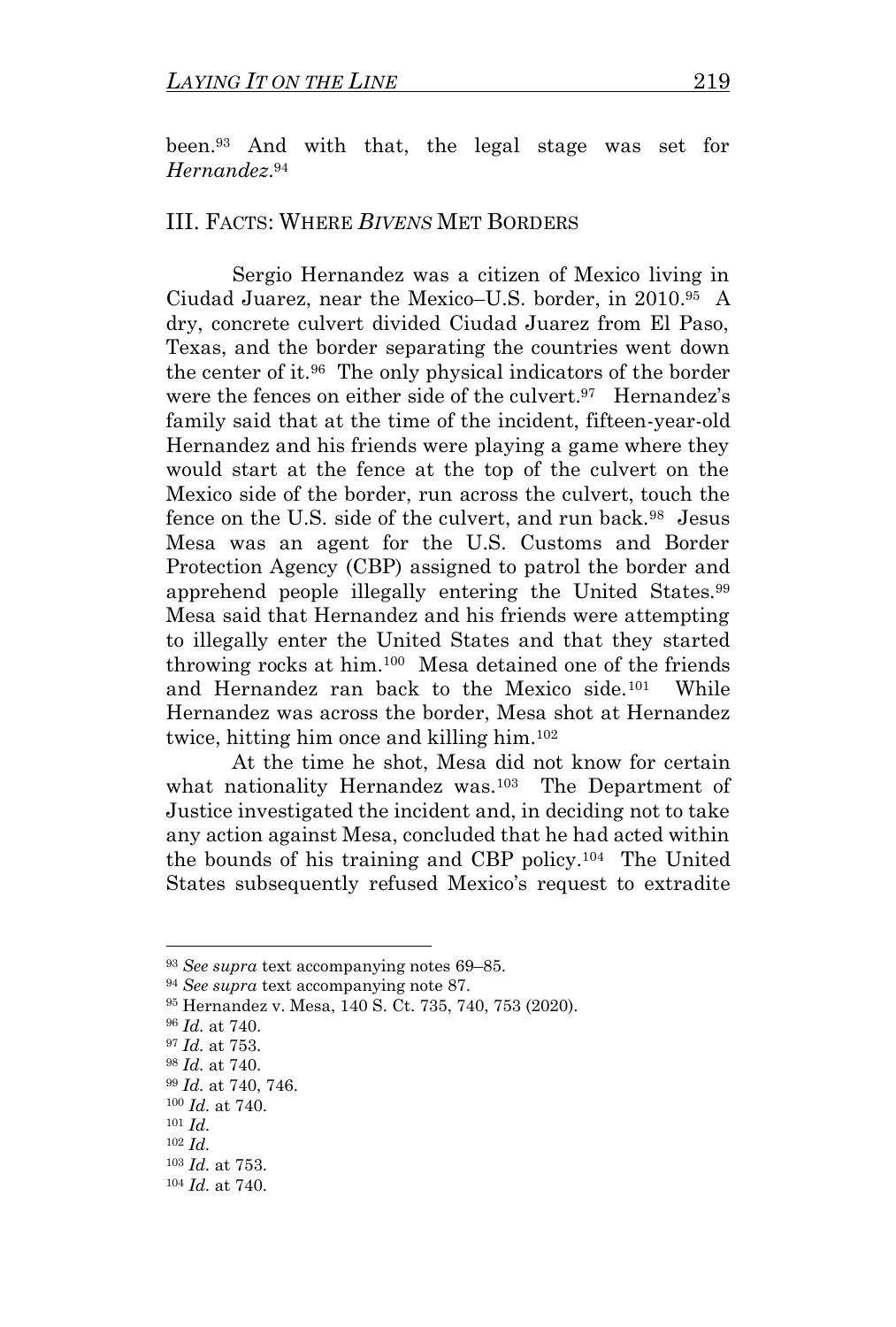been.[93] And with that, the legal stage was set for *Hernandez*.[94]

## III. FACTS: WHERE *BIVENS* MET BORDERS

Sergio Hernandez was a citizen of Mexico living in Ciudad Juarez, near the Mexico–U.S. border, in 2010.[95] A dry, concrete culvert divided Ciudad Juarez from El Paso, Texas, and the border separating the countries went down the center of it.[96] The only physical indicators of the border were the fences on either side of the culvert.[97] Hernandez's family said that at the time of the incident, fifteen-year-old Hernandez and his friends were playing a game where they would start at the fence at the top of the culvert on the Mexico side of the border, run across the culvert, touch the fence on the U.S. side of the culvert, and run back.[98] Jesus Mesa was an agent for the U.S. Customs and Border Protection Agency (CBP) assigned to patrol the border and apprehend people illegally entering the United States.[99] Mesa said that Hernandez and his friends were attempting to illegally enter the United States and that they started throwing rocks at him.[100] Mesa detained one of the friends and Hernandez ran back to the Mexico side.[101] While Hernandez was across the border, Mesa shot at Hernandez twice, hitting him once and killing him.[102]

At the time he shot, Mesa did not know for certain what nationality Hernandez was.[103] The Department of Justice investigated the incident and, in deciding not to take any action against Mesa, concluded that he had acted within the bounds of his training and CBP policy.[104] The United States subsequently refused Mexico's request to extradite

---

[93] *See supra* text accompanying notes 69–85.

[94] *See supra* text accompanying note 87.

[95] Hernandez v. Mesa, 140 S. Ct. 735, 740, 753 (2020).

[96] *Id.* at 740.

[97] *Id.* at 753.

[98] *Id.* at 740.

[99] *Id.* at 740, 746.

[100] *Id.* at 740.

[101] *Id.*

[102] *Id.*

[103] *Id.* at 753.

[104] *Id.* at 740.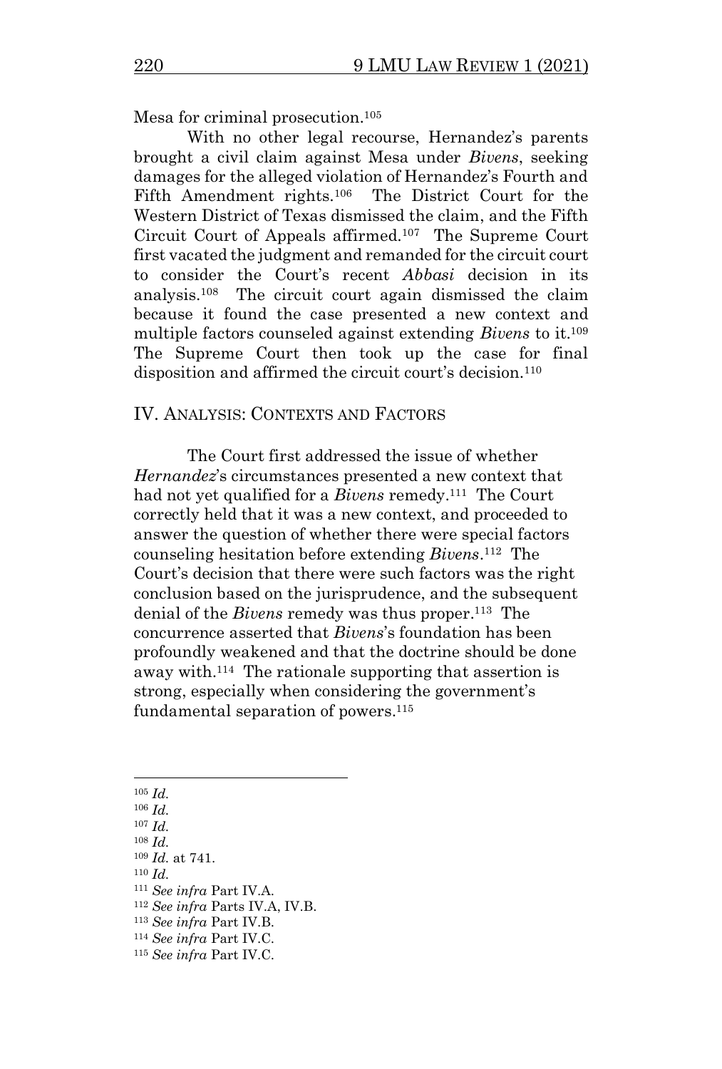Mesa for criminal prosecution.[105]

With no other legal recourse, Hernandez's parents brought a civil claim against Mesa under *Bivens*, seeking damages for the alleged violation of Hernandez's Fourth and Fifth Amendment rights.[106] The District Court for the Western District of Texas dismissed the claim, and the Fifth Circuit Court of Appeals affirmed.[107] The Supreme Court first vacated the judgment and remanded for the circuit court to consider the Court's recent *Abbasi* decision in its analysis.[108] The circuit court again dismissed the claim because it found the case presented a new context and multiple factors counseled against extending *Bivens* to it.[109] The Supreme Court then took up the case for final disposition and affirmed the circuit court's decision.[110]

## IV. ANALYSIS: CONTEXTS AND FACTORS

The Court first addressed the issue of whether *Hernandez*'s circumstances presented a new context that had not yet qualified for a *Bivens* remedy.[111] The Court correctly held that it was a new context, and proceeded to answer the question of whether there were special factors counseling hesitation before extending *Bivens*.[112] The Court's decision that there were such factors was the right conclusion based on the jurisprudence, and the subsequent denial of the *Bivens* remedy was thus proper.[113] The concurrence asserted that *Bivens*'s foundation has been profoundly weakened and that the doctrine should be done away with.[114] The rationale supporting that assertion is strong, especially when considering the government's fundamental separation of powers.[115]

---

[105] *Id.*
[106] *Id.*
[107] *Id.*
[108] *Id.*
[109] *Id.* at 741.
[110] *Id.*
[111] *See infra* Part IV.A.
[112] *See infra* Parts IV.A, IV.B.
[113] *See infra* Part IV.B.
[114] *See infra* Part IV.C.
[115] *See infra* Part IV.C.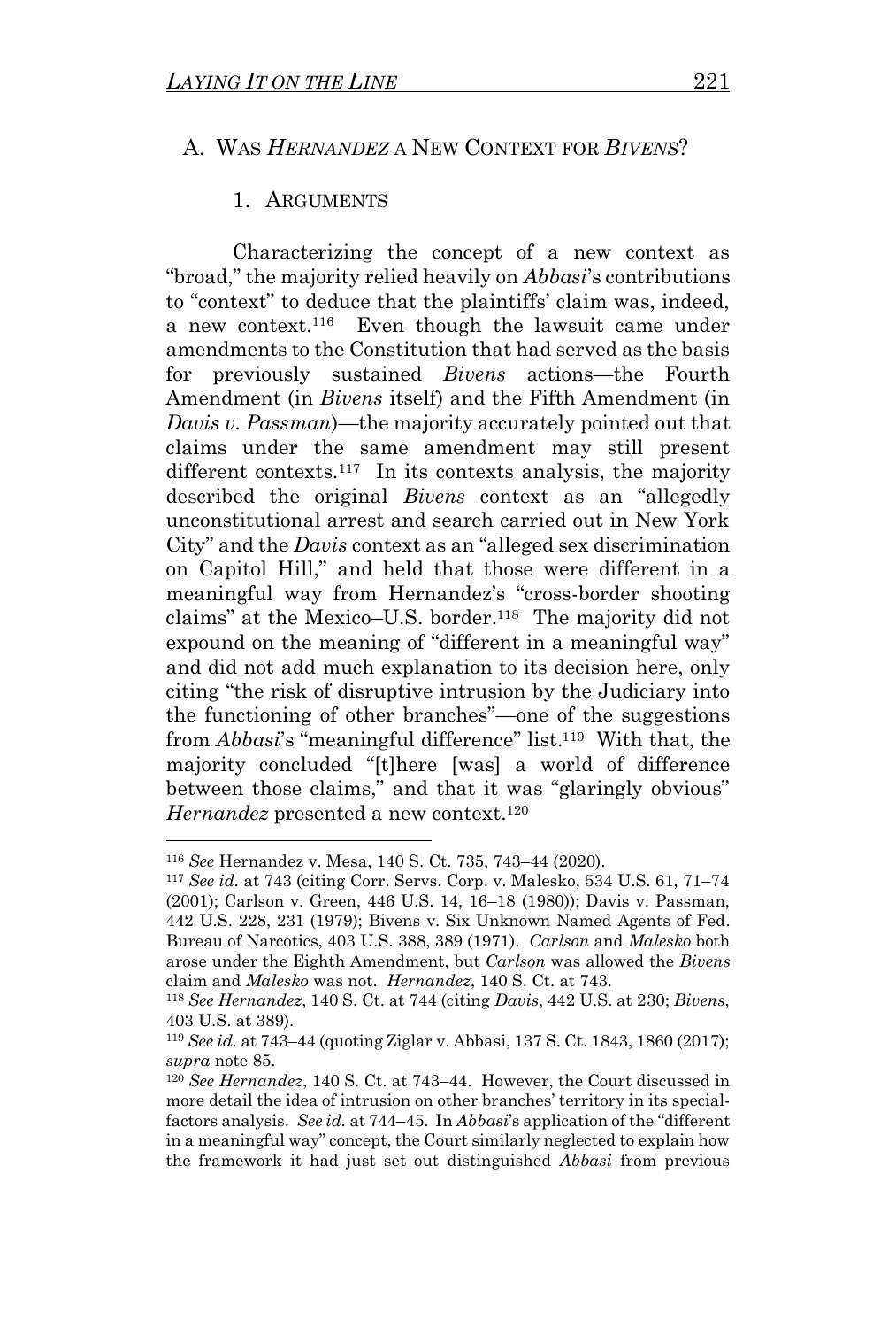## A. WAS *HERNANDEZ* A NEW CONTEXT FOR *BIVENS*?

### 1. ARGUMENTS

Characterizing the concept of a new context as "broad," the majority relied heavily on *Abbasi*'s contributions to "context" to deduce that the plaintiffs' claim was, indeed, a new context.[116] Even though the lawsuit came under amendments to the Constitution that had served as the basis for previously sustained *Bivens* actions—the Fourth Amendment (in *Bivens* itself) and the Fifth Amendment (in *Davis v. Passman*)—the majority accurately pointed out that claims under the same amendment may still present different contexts.[117] In its contexts analysis, the majority described the original *Bivens* context as an "allegedly unconstitutional arrest and search carried out in New York City" and the *Davis* context as an "alleged sex discrimination on Capitol Hill," and held that those were different in a meaningful way from Hernandez's "cross-border shooting claims" at the Mexico–U.S. border.[118] The majority did not expound on the meaning of "different in a meaningful way" and did not add much explanation to its decision here, only citing "the risk of disruptive intrusion by the Judiciary into the functioning of other branches"—one of the suggestions from *Abbasi*'s "meaningful difference" list.[119] With that, the majority concluded "[t]here [was] a world of difference between those claims," and that it was "glaringly obvious" *Hernandez* presented a new context.[120]

---

[116] *See* Hernandez v. Mesa, 140 S. Ct. 735, 743–44 (2020).

[117] *See id.* at 743 (citing Corr. Servs. Corp. v. Malesko, 534 U.S. 61, 71–74 (2001); Carlson v. Green, 446 U.S. 14, 16–18 (1980)); Davis v. Passman, 442 U.S. 228, 231 (1979); Bivens v. Six Unknown Named Agents of Fed. Bureau of Narcotics, 403 U.S. 388, 389 (1971). *Carlson* and *Malesko* both arose under the Eighth Amendment, but *Carlson* was allowed the *Bivens* claim and *Malesko* was not. *Hernandez*, 140 S. Ct. at 743.

[118] *See Hernandez*, 140 S. Ct. at 744 (citing *Davis*, 442 U.S. at 230; *Bivens*, 403 U.S. at 389).

[119] *See id.* at 743–44 (quoting Ziglar v. Abbasi, 137 S. Ct. 1843, 1860 (2017); *supra* note 85.

[120] *See Hernandez*, 140 S. Ct. at 743–44. However, the Court discussed in more detail the idea of intrusion on other branches' territory in its special-factors analysis. *See id.* at 744–45. In *Abbasi*'s application of the "different in a meaningful way" concept, the Court similarly neglected to explain how the framework it had just set out distinguished *Abbasi* from previous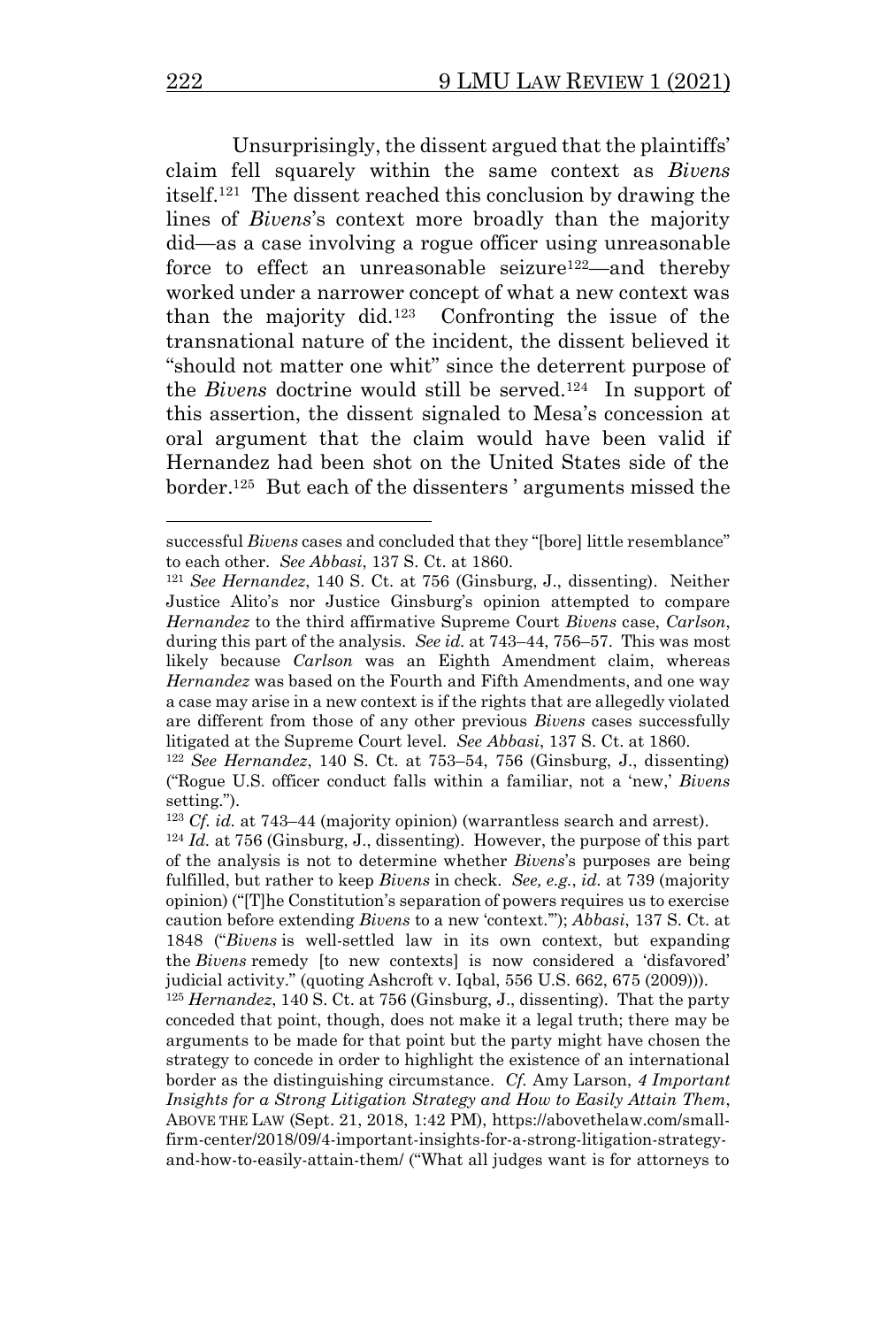Unsurprisingly, the dissent argued that the plaintiffs' claim fell squarely within the same context as *Bivens* itself.[121] The dissent reached this conclusion by drawing the lines of *Bivens*'s context more broadly than the majority did—as a case involving a rogue officer using unreasonable force to effect an unreasonable seizure[122]—and thereby worked under a narrower concept of what a new context was than the majority did.[123] Confronting the issue of the transnational nature of the incident, the dissent believed it "should not matter one whit" since the deterrent purpose of the *Bivens* doctrine would still be served.[124] In support of this assertion, the dissent signaled to Mesa's concession at oral argument that the claim would have been valid if Hernandez had been shot on the United States side of the border.[125] But each of the dissenters ' arguments missed the

---

successful *Bivens* cases and concluded that they "[bore] little resemblance" to each other. *See Abbasi*, 137 S. Ct. at 1860.

[121] *See Hernandez*, 140 S. Ct. at 756 (Ginsburg, J., dissenting). Neither Justice Alito's nor Justice Ginsburg's opinion attempted to compare *Hernandez* to the third affirmative Supreme Court *Bivens* case, *Carlson*, during this part of the analysis. *See id.* at 743–44, 756–57. This was most likely because *Carlson* was an Eighth Amendment claim, whereas *Hernandez* was based on the Fourth and Fifth Amendments, and one way a case may arise in a new context is if the rights that are allegedly violated are different from those of any other previous *Bivens* cases successfully litigated at the Supreme Court level. *See Abbasi*, 137 S. Ct. at 1860.

[122] *See Hernandez*, 140 S. Ct. at 753–54, 756 (Ginsburg, J., dissenting) ("Rogue U.S. officer conduct falls within a familiar, not a 'new,' *Bivens* setting.").

[123] *Cf. id.* at 743–44 (majority opinion) (warrantless search and arrest).

[124] *Id.* at 756 (Ginsburg, J., dissenting). However, the purpose of this part of the analysis is not to determine whether *Bivens*'s purposes are being fulfilled, but rather to keep *Bivens* in check. *See, e.g.*, *id.* at 739 (majority opinion) ("[T]he Constitution's separation of powers requires us to exercise caution before extending *Bivens* to a new 'context.'"); *Abbasi*, 137 S. Ct. at 1848 ("*Bivens* is well-settled law in its own context, but expanding the *Bivens* remedy [to new contexts] is now considered a 'disfavored' judicial activity." (quoting Ashcroft v. Iqbal, 556 U.S. 662, 675 (2009))).

[125] *Hernandez*, 140 S. Ct. at 756 (Ginsburg, J., dissenting). That the party conceded that point, though, does not make it a legal truth; there may be arguments to be made for that point but the party might have chosen the strategy to concede in order to highlight the existence of an international border as the distinguishing circumstance. *Cf.* Amy Larson, *4 Important Insights for a Strong Litigation Strategy and How to Easily Attain Them*, ABOVE THE LAW (Sept. 21, 2018, 1:42 PM), https://abovethelaw.com/small-firm-center/2018/09/4-important-insights-for-a-strong-litigation-strategy-and-how-to-easily-attain-them/ ("What all judges want is for attorneys to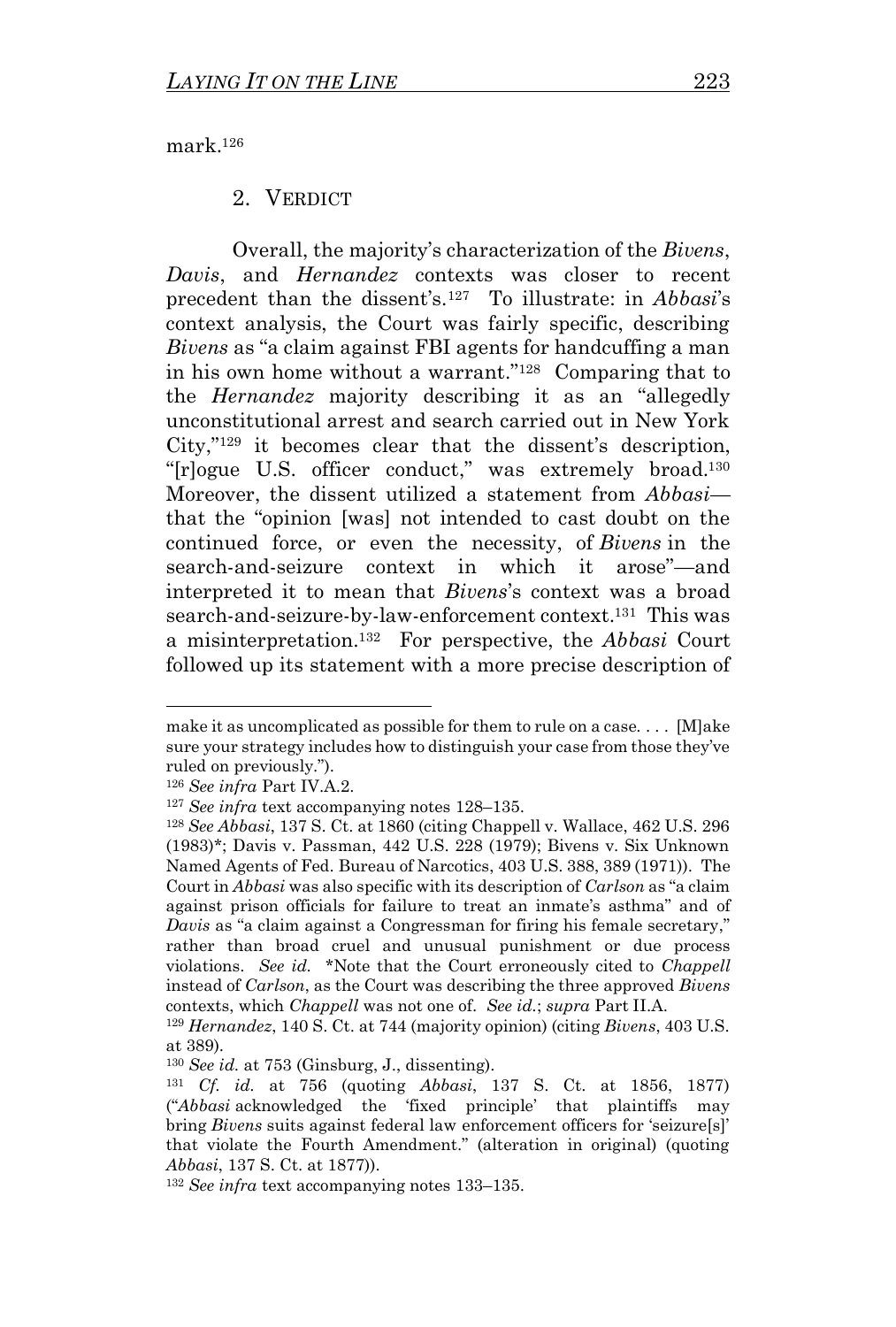mark.[126]

### 2. VERDICT

Overall, the majority's characterization of the *Bivens*, *Davis*, and *Hernandez* contexts was closer to recent precedent than the dissent's.[127] To illustrate: in *Abbasi*'s context analysis, the Court was fairly specific, describing *Bivens* as "a claim against FBI agents for handcuffing a man in his own home without a warrant."[128] Comparing that to the *Hernandez* majority describing it as an "allegedly unconstitutional arrest and search carried out in New York City,"[129] it becomes clear that the dissent's description, "[r]ogue U.S. officer conduct," was extremely broad.[130] Moreover, the dissent utilized a statement from *Abbasi*—that the "opinion [was] not intended to cast doubt on the continued force, or even the necessity, of *Bivens* in the search-and-seizure context in which it arose"—and interpreted it to mean that *Bivens*'s context was a broad search-and-seizure-by-law-enforcement context.[131] This was a misinterpretation.[132] For perspective, the *Abbasi* Court followed up its statement with a more precise description of

---

make it as uncomplicated as possible for them to rule on a case. . . . [M]ake sure your strategy includes how to distinguish your case from those they've ruled on previously.").

[126] *See infra* Part IV.A.2.

[127] *See infra* text accompanying notes 128–135.

[128] *See Abbasi*, 137 S. Ct. at 1860 (citing Chappell v. Wallace, 462 U.S. 296 (1983)*; Davis v. Passman, 442 U.S. 228 (1979); Bivens v. Six Unknown Named Agents of Fed. Bureau of Narcotics, 403 U.S. 388, 389 (1971)). The Court in *Abbasi* was also specific with its description of *Carlson* as "a claim against prison officials for failure to treat an inmate's asthma" and of *Davis* as "a claim against a Congressman for firing his female secretary," rather than broad cruel and unusual punishment or due process violations. *See id.* *Note that the Court erroneously cited to *Chappell* instead of *Carlson*, as the Court was describing the three approved *Bivens* contexts, which *Chappell* was not one of. *See id.*; *supra* Part II.A.

[129] *Hernandez*, 140 S. Ct. at 744 (majority opinion) (citing *Bivens*, 403 U.S. at 389).

[130] *See id.* at 753 (Ginsburg, J., dissenting).

[131] *Cf. id.* at 756 (quoting *Abbasi*, 137 S. Ct. at 1856, 1877) ("*Abbasi* acknowledged the 'fixed principle' that plaintiffs may bring *Bivens* suits against federal law enforcement officers for 'seizure[s]' that violate the Fourth Amendment." (alteration in original) (quoting *Abbasi*, 137 S. Ct. at 1877)).

[132] *See infra* text accompanying notes 133–135.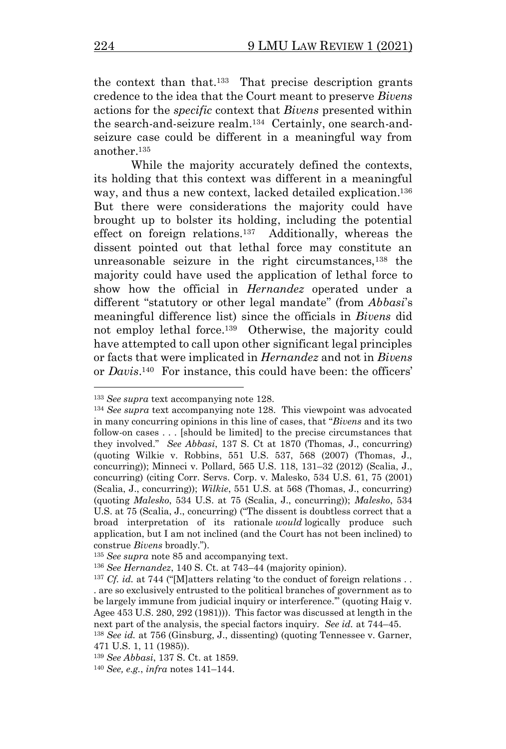the context than that.[133] That precise description grants credence to the idea that the Court meant to preserve *Bivens* actions for the *specific* context that *Bivens* presented within the search-and-seizure realm.[134] Certainly, one search-and-seizure case could be different in a meaningful way from another.[135]

While the majority accurately defined the contexts, its holding that this context was different in a meaningful way, and thus a new context, lacked detailed explication.[136] But there were considerations the majority could have brought up to bolster its holding, including the potential effect on foreign relations.[137] Additionally, whereas the dissent pointed out that lethal force may constitute an unreasonable seizure in the right circumstances,[138] the majority could have used the application of lethal force to show how the official in *Hernandez* operated under a different "statutory or other legal mandate" (from *Abbasi*'s meaningful difference list) since the officials in *Bivens* did not employ lethal force.[139] Otherwise, the majority could have attempted to call upon other significant legal principles or facts that were implicated in *Hernandez* and not in *Bivens* or *Davis*.[140] For instance, this could have been: the officers'

---

[133] *See supra* text accompanying note 128.

[134] *See supra* text accompanying note 128. This viewpoint was advocated in many concurring opinions in this line of cases, that "*Bivens* and its two follow-on cases . . . [should be limited] to the precise circumstances that they involved." *See Abbasi*, 137 S. Ct at 1870 (Thomas, J., concurring) (quoting Wilkie v. Robbins, 551 U.S. 537, 568 (2007) (Thomas, J., concurring)); Minneci v. Pollard, 565 U.S. 118, 131–32 (2012) (Scalia, J., concurring) (citing Corr. Servs. Corp. v. Malesko, 534 U.S. 61, 75 (2001) (Scalia, J., concurring)); *Wilkie*, 551 U.S. at 568 (Thomas, J., concurring) (quoting *Malesko*, 534 U.S. at 75 (Scalia, J., concurring)); *Malesko*, 534 U.S. at 75 (Scalia, J., concurring) ("The dissent is doubtless correct that a broad interpretation of its rationale *would* logically produce such application, but I am not inclined (and the Court has not been inclined) to construe *Bivens* broadly.").

[135] *See supra* note 85 and accompanying text.

[136] *See Hernandez*, 140 S. Ct. at 743–44 (majority opinion).

[137] *Cf. id.* at 744 ("[M]atters relating 'to the conduct of foreign relations . . . are so exclusively entrusted to the political branches of government as to be largely immune from judicial inquiry or interference.'" (quoting Haig v. Agee 453 U.S. 280, 292 (1981))). This factor was discussed at length in the next part of the analysis, the special factors inquiry. *See id.* at 744–45.

[138] *See id.* at 756 (Ginsburg, J., dissenting) (quoting Tennessee v. Garner, 471 U.S. 1, 11 (1985)).

[139] *See Abbasi*, 137 S. Ct. at 1859.

[140] *See, e.g.*, *infra* notes 141–144.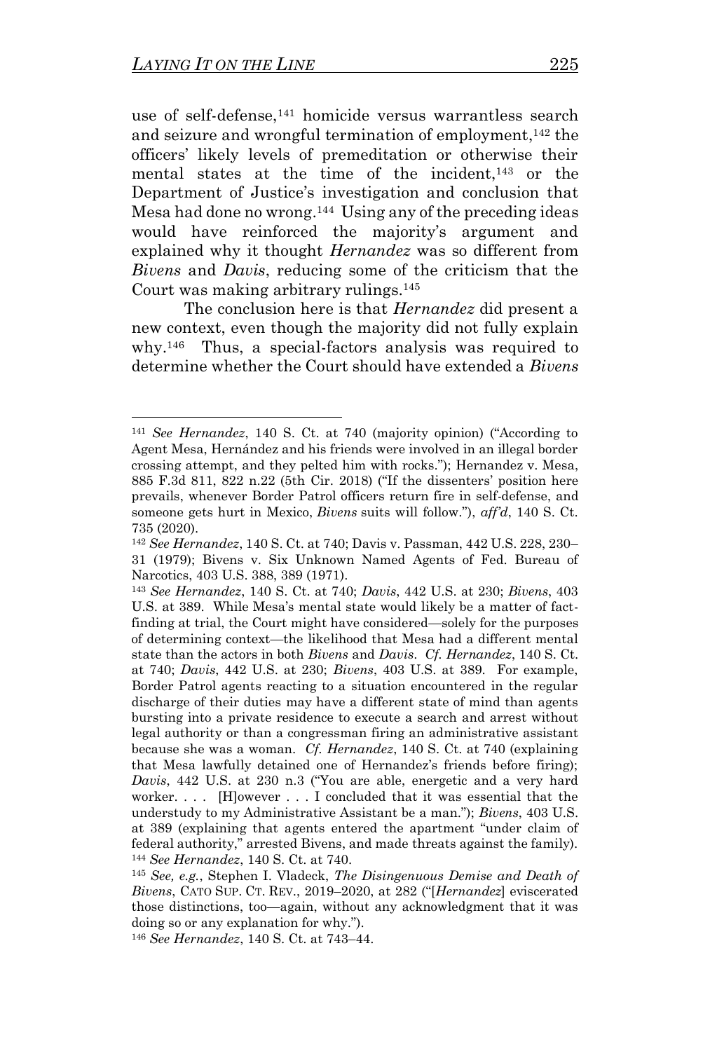use of self-defense,[141] homicide versus warrantless search and seizure and wrongful termination of employment,[142] the officers' likely levels of premeditation or otherwise their mental states at the time of the incident,[143] or the Department of Justice's investigation and conclusion that Mesa had done no wrong.[144] Using any of the preceding ideas would have reinforced the majority's argument and explained why it thought *Hernandez* was so different from *Bivens* and *Davis*, reducing some of the criticism that the Court was making arbitrary rulings.[145]

The conclusion here is that *Hernandez* did present a new context, even though the majority did not fully explain why.[146] Thus, a special-factors analysis was required to determine whether the Court should have extended a *Bivens*

---

[141] *See Hernandez*, 140 S. Ct. at 740 (majority opinion) ("According to Agent Mesa, Hernández and his friends were involved in an illegal border crossing attempt, and they pelted him with rocks."); Hernandez v. Mesa, 885 F.3d 811, 822 n.22 (5th Cir. 2018) ("If the dissenters' position here prevails, whenever Border Patrol officers return fire in self-defense, and someone gets hurt in Mexico, *Bivens* suits will follow."), *aff'd*, 140 S. Ct. 735 (2020).

[142] *See Hernandez*, 140 S. Ct. at 740; Davis v. Passman, 442 U.S. 228, 230–31 (1979); Bivens v. Six Unknown Named Agents of Fed. Bureau of Narcotics, 403 U.S. 388, 389 (1971).

[143] *See Hernandez*, 140 S. Ct. at 740; *Davis*, 442 U.S. at 230; *Bivens*, 403 U.S. at 389. While Mesa's mental state would likely be a matter of fact-finding at trial, the Court might have considered—solely for the purposes of determining context—the likelihood that Mesa had a different mental state than the actors in both *Bivens* and *Davis*. *Cf. Hernandez*, 140 S. Ct. at 740; *Davis*, 442 U.S. at 230; *Bivens*, 403 U.S. at 389. For example, Border Patrol agents reacting to a situation encountered in the regular discharge of their duties may have a different state of mind than agents bursting into a private residence to execute a search and arrest without legal authority or than a congressman firing an administrative assistant because she was a woman. *Cf. Hernandez*, 140 S. Ct. at 740 (explaining that Mesa lawfully detained one of Hernandez's friends before firing); *Davis*, 442 U.S. at 230 n.3 ("You are able, energetic and a very hard worker. . . . [H]owever . . . I concluded that it was essential that the understudy to my Administrative Assistant be a man."); *Bivens*, 403 U.S. at 389 (explaining that agents entered the apartment "under claim of federal authority," arrested Bivens, and made threats against the family).

[144] *See Hernandez*, 140 S. Ct. at 740.

[145] *See, e.g.*, Stephen I. Vladeck, *The Disingenuous Demise and Death of Bivens*, CATO SUP. CT. REV., 2019–2020, at 282 ("[*Hernandez*] eviscerated those distinctions, too—again, without any acknowledgment that it was doing so or any explanation for why.").

[146] *See Hernandez*, 140 S. Ct. at 743–44.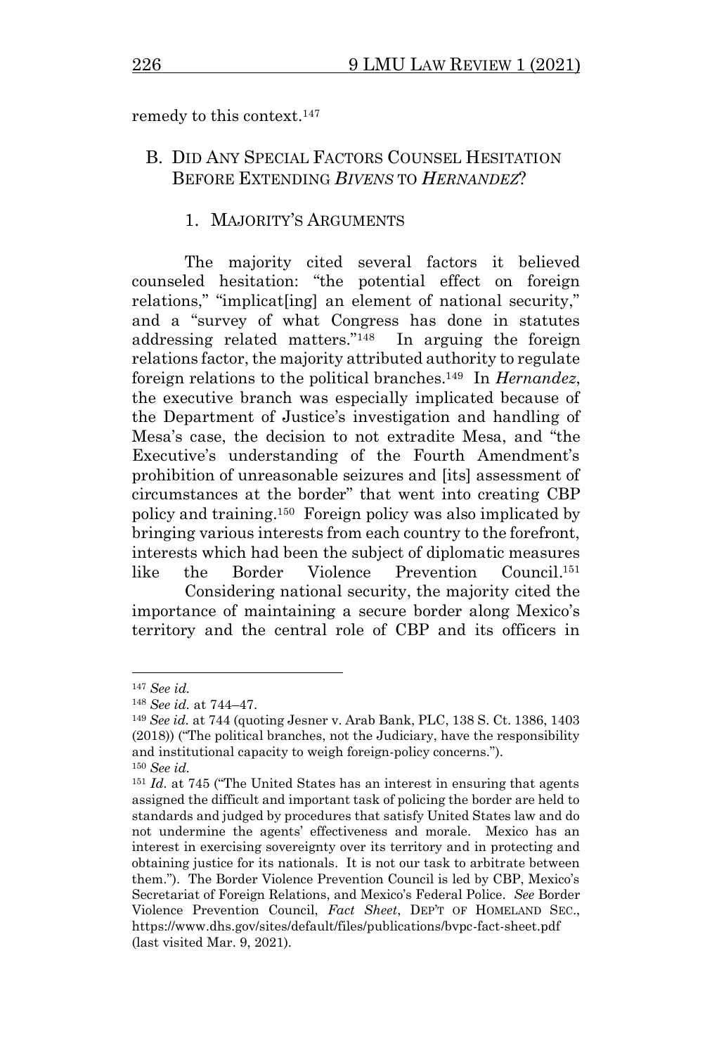remedy to this context.[147]

## B. Did Any Special Factors Counsel Hesitation Before Extending *Bivens* to *Hernandez*?

### 1. Majority's Arguments

The majority cited several factors it believed counseled hesitation: "the potential effect on foreign relations," "implicat[ing] an element of national security," and a "survey of what Congress has done in statutes addressing related matters."[148] In arguing the foreign relations factor, the majority attributed authority to regulate foreign relations to the political branches.[149] In *Hernandez*, the executive branch was especially implicated because of the Department of Justice's investigation and handling of Mesa's case, the decision to not extradite Mesa, and "the Executive's understanding of the Fourth Amendment's prohibition of unreasonable seizures and [its] assessment of circumstances at the border" that went into creating CBP policy and training.[150] Foreign policy was also implicated by bringing various interests from each country to the forefront, interests which had been the subject of diplomatic measures like the Border Violence Prevention Council.[151]

Considering national security, the majority cited the importance of maintaining a secure border along Mexico's territory and the central role of CBP and its officers in

---

[147] *See id.*

[148] *See id.* at 744–47.

[149] *See id.* at 744 (quoting Jesner v. Arab Bank, PLC, 138 S. Ct. 1386, 1403 (2018)) ("The political branches, not the Judiciary, have the responsibility and institutional capacity to weigh foreign-policy concerns.").

[150] *See id.*

[151] *Id.* at 745 ("The United States has an interest in ensuring that agents assigned the difficult and important task of policing the border are held to standards and judged by procedures that satisfy United States law and do not undermine the agents' effectiveness and morale. Mexico has an interest in exercising sovereignty over its territory and in protecting and obtaining justice for its nationals. It is not our task to arbitrate between them."). The Border Violence Prevention Council is led by CBP, Mexico's Secretariat of Foreign Relations, and Mexico's Federal Police. *See* Border Violence Prevention Council, *Fact Sheet*, DEP'T OF HOMELAND SEC., https://www.dhs.gov/sites/default/files/publications/bvpc-fact-sheet.pdf (last visited Mar. 9, 2021).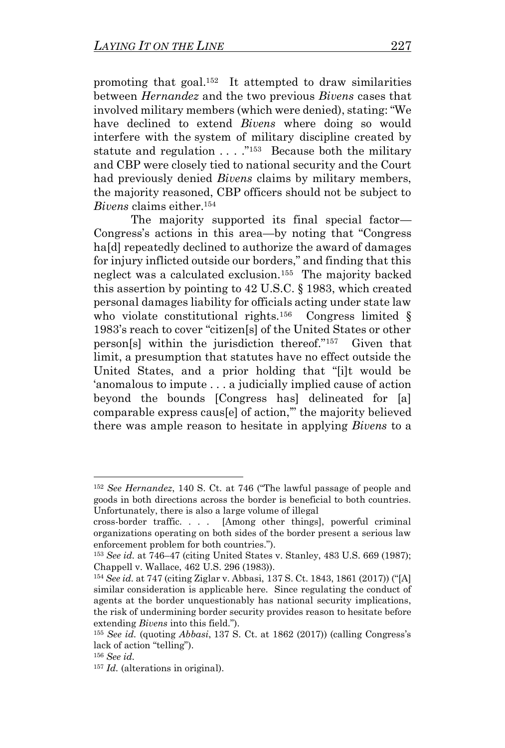promoting that goal.[152] It attempted to draw similarities between *Hernandez* and the two previous *Bivens* cases that involved military members (which were denied), stating: "We have declined to extend *Bivens* where doing so would interfere with the system of military discipline created by statute and regulation . . . ."[153] Because both the military and CBP were closely tied to national security and the Court had previously denied *Bivens* claims by military members, the majority reasoned, CBP officers should not be subject to *Bivens* claims either.[154]

The majority supported its final special factor—Congress's actions in this area—by noting that "Congress ha[d] repeatedly declined to authorize the award of damages for injury inflicted outside our borders," and finding that this neglect was a calculated exclusion.[155] The majority backed this assertion by pointing to 42 U.S.C. § 1983, which created personal damages liability for officials acting under state law who violate constitutional rights.[156] Congress limited § 1983's reach to cover "citizen[s] of the United States or other person[s] within the jurisdiction thereof."[157] Given that limit, a presumption that statutes have no effect outside the United States, and a prior holding that "[i]t would be 'anomalous to impute . . . a judicially implied cause of action beyond the bounds [Congress has] delineated for [a] comparable express caus[e] of action,'" the majority believed there was ample reason to hesitate in applying *Bivens* to a

---

[152] *See Hernandez*, 140 S. Ct. at 746 ("The lawful passage of people and goods in both directions across the border is beneficial to both countries. Unfortunately, there is also a large volume of illegal cross-border traffic. . . . [Among other things], powerful criminal organizations operating on both sides of the border present a serious law enforcement problem for both countries.").

[153] *See id.* at 746–47 (citing United States v. Stanley, 483 U.S. 669 (1987); Chappell v. Wallace, 462 U.S. 296 (1983)).

[154] *See id.* at 747 (citing Ziglar v. Abbasi, 137 S. Ct. 1843, 1861 (2017)) ("[A] similar consideration is applicable here. Since regulating the conduct of agents at the border unquestionably has national security implications, the risk of undermining border security provides reason to hesitate before extending *Bivens* into this field.").

[155] *See id.* (quoting *Abbasi*, 137 S. Ct. at 1862 (2017)) (calling Congress's lack of action "telling").

[156] *See id.*

[157] *Id.* (alterations in original).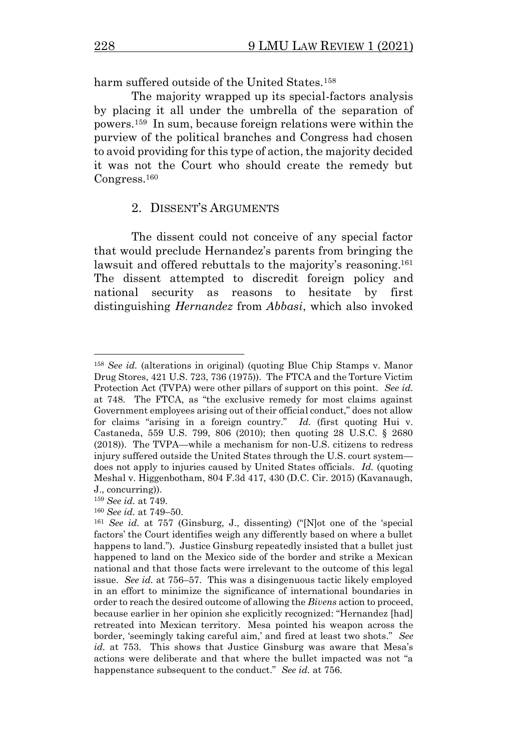harm suffered outside of the United States.[158]

The majority wrapped up its special-factors analysis by placing it all under the umbrella of the separation of powers.[159] In sum, because foreign relations were within the purview of the political branches and Congress had chosen to avoid providing for this type of action, the majority decided it was not the Court who should create the remedy but Congress.[160]

### 2. DISSENT'S ARGUMENTS

The dissent could not conceive of any special factor that would preclude Hernandez's parents from bringing the lawsuit and offered rebuttals to the majority's reasoning.[161] The dissent attempted to discredit foreign policy and national security as reasons to hesitate by first distinguishing *Hernandez* from *Abbasi*, which also invoked

---

[158] *See id.* (alterations in original) (quoting Blue Chip Stamps v. Manor Drug Stores, 421 U.S. 723, 736 (1975)). The FTCA and the Torture Victim Protection Act (TVPA) were other pillars of support on this point. *See id.* at 748. The FTCA, as "the exclusive remedy for most claims against Government employees arising out of their official conduct," does not allow for claims "arising in a foreign country." *Id.* (first quoting Hui v. Castaneda, 559 U.S. 799, 806 (2010); then quoting 28 U.S.C. § 2680 (2018)). The TVPA—while a mechanism for non-U.S. citizens to redress injury suffered outside the United States through the U.S. court system—does not apply to injuries caused by United States officials. *Id.* (quoting Meshal v. Higgenbotham, 804 F.3d 417, 430 (D.C. Cir. 2015) (Kavanaugh, J., concurring)).

[159] *See id.* at 749.

[160] *See id.* at 749–50.

[161] *See id.* at 757 (Ginsburg, J., dissenting) ("[N]ot one of the 'special factors' the Court identifies weigh any differently based on where a bullet happens to land."). Justice Ginsburg repeatedly insisted that a bullet just happened to land on the Mexico side of the border and strike a Mexican national and that those facts were irrelevant to the outcome of this legal issue. *See id.* at 756–57. This was a disingenuous tactic likely employed in an effort to minimize the significance of international boundaries in order to reach the desired outcome of allowing the *Bivens* action to proceed, because earlier in her opinion she explicitly recognized: "Hernandez [had] retreated into Mexican territory. Mesa pointed his weapon across the border, 'seemingly taking careful aim,' and fired at least two shots." *See id.* at 753. This shows that Justice Ginsburg was aware that Mesa's actions were deliberate and that where the bullet impacted was not "a happenstance subsequent to the conduct." *See id.* at 756.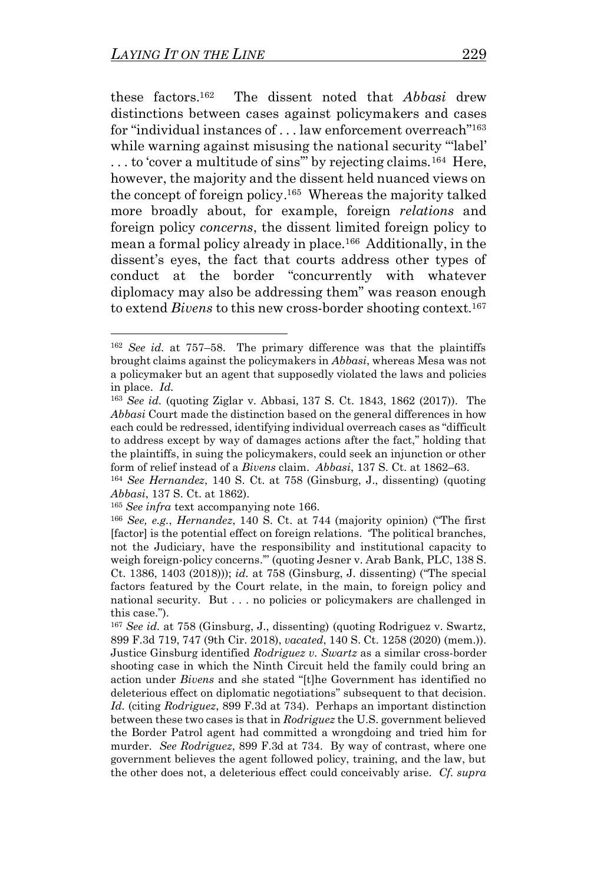these factors.[162] The dissent noted that *Abbasi* drew distinctions between cases against policymakers and cases for "individual instances of . . . law enforcement overreach"[163] while warning against misusing the national security "'label' . . . to 'cover a multitude of sins'" by rejecting claims.[164] Here, however, the majority and the dissent held nuanced views on the concept of foreign policy.[165] Whereas the majority talked more broadly about, for example, foreign *relations* and foreign policy *concerns*, the dissent limited foreign policy to mean a formal policy already in place.[166] Additionally, in the dissent's eyes, the fact that courts address other types of conduct at the border "concurrently with whatever diplomacy may also be addressing them" was reason enough to extend *Bivens* to this new cross-border shooting context.[167]

---

[162] *See id.* at 757–58. The primary difference was that the plaintiffs brought claims against the policymakers in *Abbasi*, whereas Mesa was not a policymaker but an agent that supposedly violated the laws and policies in place. *Id.*

[163] *See id.* (quoting Ziglar v. Abbasi, 137 S. Ct. 1843, 1862 (2017)). The *Abbasi* Court made the distinction based on the general differences in how each could be redressed, identifying individual overreach cases as "difficult to address except by way of damages actions after the fact," holding that the plaintiffs, in suing the policymakers, could seek an injunction or other form of relief instead of a *Bivens* claim. *Abbasi*, 137 S. Ct. at 1862–63.

[164] *See Hernandez*, 140 S. Ct. at 758 (Ginsburg, J., dissenting) (quoting *Abbasi*, 137 S. Ct. at 1862).

[165] *See infra* text accompanying note 166.

[166] *See, e.g.*, *Hernandez*, 140 S. Ct. at 744 (majority opinion) ("The first [factor] is the potential effect on foreign relations. 'The political branches, not the Judiciary, have the responsibility and institutional capacity to weigh foreign-policy concerns.'" (quoting Jesner v. Arab Bank, PLC, 138 S. Ct. 1386, 1403 (2018))); *id.* at 758 (Ginsburg, J. dissenting) ("The special factors featured by the Court relate, in the main, to foreign policy and national security. But . . . no policies or policymakers are challenged in this case.").

[167] *See id.* at 758 (Ginsburg, J., dissenting) (quoting Rodriguez v. Swartz, 899 F.3d 719, 747 (9th Cir. 2018), *vacated*, 140 S. Ct. 1258 (2020) (mem.)). Justice Ginsburg identified *Rodriguez v. Swartz* as a similar cross-border shooting case in which the Ninth Circuit held the family could bring an action under *Bivens* and she stated "[t]he Government has identified no deleterious effect on diplomatic negotiations" subsequent to that decision. *Id.* (citing *Rodriguez*, 899 F.3d at 734). Perhaps an important distinction between these two cases is that in *Rodriguez* the U.S. government believed the Border Patrol agent had committed a wrongdoing and tried him for murder. *See Rodriguez*, 899 F.3d at 734. By way of contrast, where one government believes the agent followed policy, training, and the law, but the other does not, a deleterious effect could conceivably arise. *Cf. supra*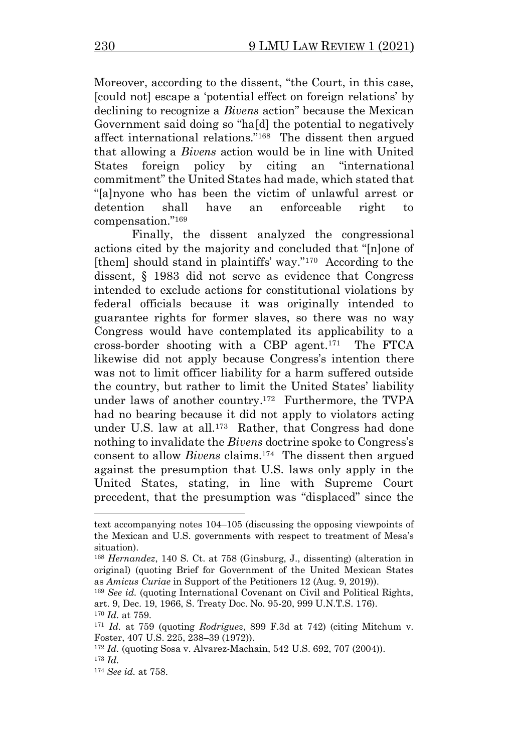Moreover, according to the dissent, "the Court, in this case, [could not] escape a 'potential effect on foreign relations' by declining to recognize a *Bivens* action" because the Mexican Government said doing so "ha[d] the potential to negatively affect international relations."[168] The dissent then argued that allowing a *Bivens* action would be in line with United States foreign policy by citing an "international commitment" the United States had made, which stated that "[a]nyone who has been the victim of unlawful arrest or detention shall have an enforceable right to compensation."[169]

Finally, the dissent analyzed the congressional actions cited by the majority and concluded that "[n]one of [them] should stand in plaintiffs' way."[170] According to the dissent, § 1983 did not serve as evidence that Congress intended to exclude actions for constitutional violations by federal officials because it was originally intended to guarantee rights for former slaves, so there was no way Congress would have contemplated its applicability to a cross-border shooting with a CBP agent.[171] The FTCA likewise did not apply because Congress's intention there was not to limit officer liability for a harm suffered outside the country, but rather to limit the United States' liability under laws of another country.[172] Furthermore, the TVPA had no bearing because it did not apply to violators acting under U.S. law at all.[173] Rather, that Congress had done nothing to invalidate the *Bivens* doctrine spoke to Congress's consent to allow *Bivens* claims.[174] The dissent then argued against the presumption that U.S. laws only apply in the United States, stating, in line with Supreme Court precedent, that the presumption was "displaced" since the

---

text accompanying notes 104–105 (discussing the opposing viewpoints of the Mexican and U.S. governments with respect to treatment of Mesa's situation).

[168] *Hernandez*, 140 S. Ct. at 758 (Ginsburg, J., dissenting) (alteration in original) (quoting Brief for Government of the United Mexican States as *Amicus Curiae* in Support of the Petitioners 12 (Aug. 9, 2019)).

[169] *See id.* (quoting International Covenant on Civil and Political Rights, art. 9, Dec. 19, 1966, S. Treaty Doc. No. 95-20, 999 U.N.T.S. 176).

[170] *Id.* at 759.

[171] *Id.* at 759 (quoting *Rodriguez*, 899 F.3d at 742) (citing Mitchum v. Foster, 407 U.S. 225, 238–39 (1972)).

[172] *Id.* (quoting Sosa v. Alvarez-Machain, 542 U.S. 692, 707 (2004)).

[173] *Id.*

[174] *See id.* at 758.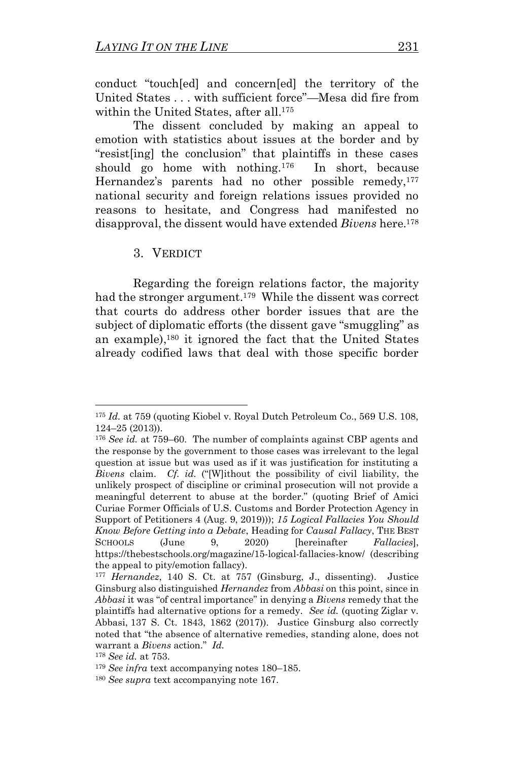conduct "touch[ed] and concern[ed] the territory of the United States . . . with sufficient force"—Mesa did fire from within the United States, after all.[175]

The dissent concluded by making an appeal to emotion with statistics about issues at the border and by "resist[ing] the conclusion" that plaintiffs in these cases should go home with nothing.[176] In short, because Hernandez's parents had no other possible remedy,[177] national security and foreign relations issues provided no reasons to hesitate, and Congress had manifested no disapproval, the dissent would have extended *Bivens* here.[178]

### 3. VERDICT

Regarding the foreign relations factor, the majority had the stronger argument.[179] While the dissent was correct that courts do address other border issues that are the subject of diplomatic efforts (the dissent gave "smuggling" as an example),[180] it ignored the fact that the United States already codified laws that deal with those specific border

---

[175] *Id.* at 759 (quoting Kiobel v. Royal Dutch Petroleum Co., 569 U.S. 108, 124–25 (2013)).

[176] *See id.* at 759–60. The number of complaints against CBP agents and the response by the government to those cases was irrelevant to the legal question at issue but was used as if it was justification for instituting a *Bivens* claim. *Cf. id.* ("[W]ithout the possibility of civil liability, the unlikely prospect of discipline or criminal prosecution will not provide a meaningful deterrent to abuse at the border." (quoting Brief of Amici Curiae Former Officials of U.S. Customs and Border Protection Agency in Support of Petitioners 4 (Aug. 9, 2019))); *15 Logical Fallacies You Should Know Before Getting into a Debate*, Heading for *Causal Fallacy*, THE BEST SCHOOLS (June 9, 2020) [hereinafter *Fallacies*], https://thebestschools.org/magazine/15-logical-fallacies-know/ (describing the appeal to pity/emotion fallacy).

[177] *Hernandez*, 140 S. Ct. at 757 (Ginsburg, J., dissenting). Justice Ginsburg also distinguished *Hernandez* from *Abbasi* on this point, since in *Abbasi* it was "of central importance" in denying a *Bivens* remedy that the plaintiffs had alternative options for a remedy. *See id.* (quoting Ziglar v. Abbasi, 137 S. Ct. 1843, 1862 (2017)). Justice Ginsburg also correctly noted that "the absence of alternative remedies, standing alone, does not warrant a *Bivens* action." *Id.*

[178] *See id.* at 753.

[179] *See infra* text accompanying notes 180–185.

[180] *See supra* text accompanying note 167.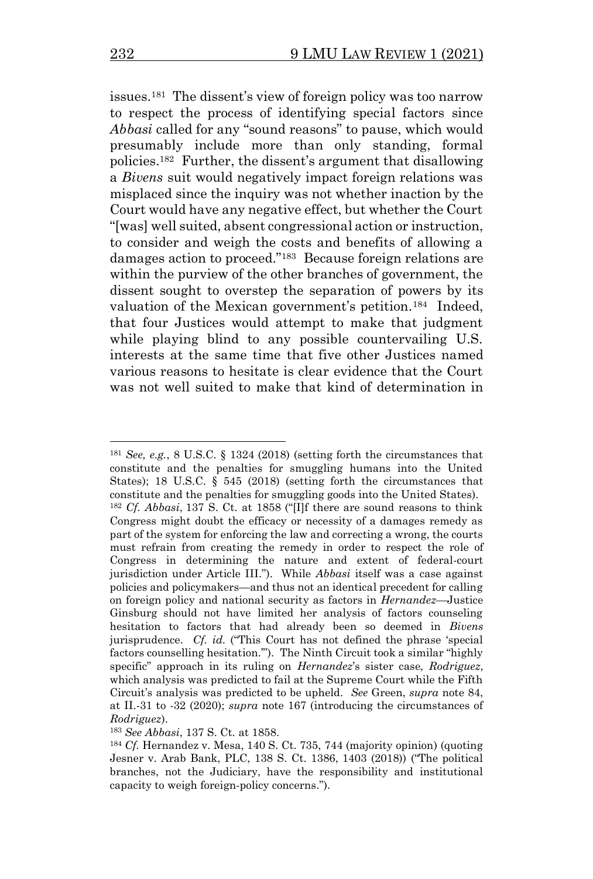issues.[181] The dissent's view of foreign policy was too narrow to respect the process of identifying special factors since *Abbasi* called for any "sound reasons" to pause, which would presumably include more than only standing, formal policies.[182] Further, the dissent's argument that disallowing a *Bivens* suit would negatively impact foreign relations was misplaced since the inquiry was not whether inaction by the Court would have any negative effect, but whether the Court "[was] well suited, absent congressional action or instruction, to consider and weigh the costs and benefits of allowing a damages action to proceed."[183] Because foreign relations are within the purview of the other branches of government, the dissent sought to overstep the separation of powers by its valuation of the Mexican government's petition.[184] Indeed, that four Justices would attempt to make that judgment while playing blind to any possible countervailing U.S. interests at the same time that five other Justices named various reasons to hesitate is clear evidence that the Court was not well suited to make that kind of determination in

---

[181] *See, e.g.*, 8 U.S.C. § 1324 (2018) (setting forth the circumstances that constitute and the penalties for smuggling humans into the United States); 18 U.S.C. § 545 (2018) (setting forth the circumstances that constitute and the penalties for smuggling goods into the United States).

[182] *Cf. Abbasi*, 137 S. Ct. at 1858 ("[I]f there are sound reasons to think Congress might doubt the efficacy or necessity of a damages remedy as part of the system for enforcing the law and correcting a wrong, the courts must refrain from creating the remedy in order to respect the role of Congress in determining the nature and extent of federal-court jurisdiction under Article III."). While *Abbasi* itself was a case against policies and policymakers—and thus not an identical precedent for calling on foreign policy and national security as factors in *Hernandez*—Justice Ginsburg should not have limited her analysis of factors counseling hesitation to factors that had already been so deemed in *Bivens* jurisprudence. *Cf. id.* ("This Court has not defined the phrase 'special factors counselling hesitation.'"). The Ninth Circuit took a similar "highly specific" approach in its ruling on *Hernandez*'s sister case, *Rodriguez*, which analysis was predicted to fail at the Supreme Court while the Fifth Circuit's analysis was predicted to be upheld. *See* Green, *supra* note 84, at II.-31 to -32 (2020); *supra* note 167 (introducing the circumstances of *Rodriguez*).

[183] *See Abbasi*, 137 S. Ct. at 1858.

[184] *Cf.* Hernandez v. Mesa, 140 S. Ct. 735, 744 (majority opinion) (quoting Jesner v. Arab Bank, PLC, 138 S. Ct. 1386, 1403 (2018)) ("The political branches, not the Judiciary, have the responsibility and institutional capacity to weigh foreign-policy concerns.").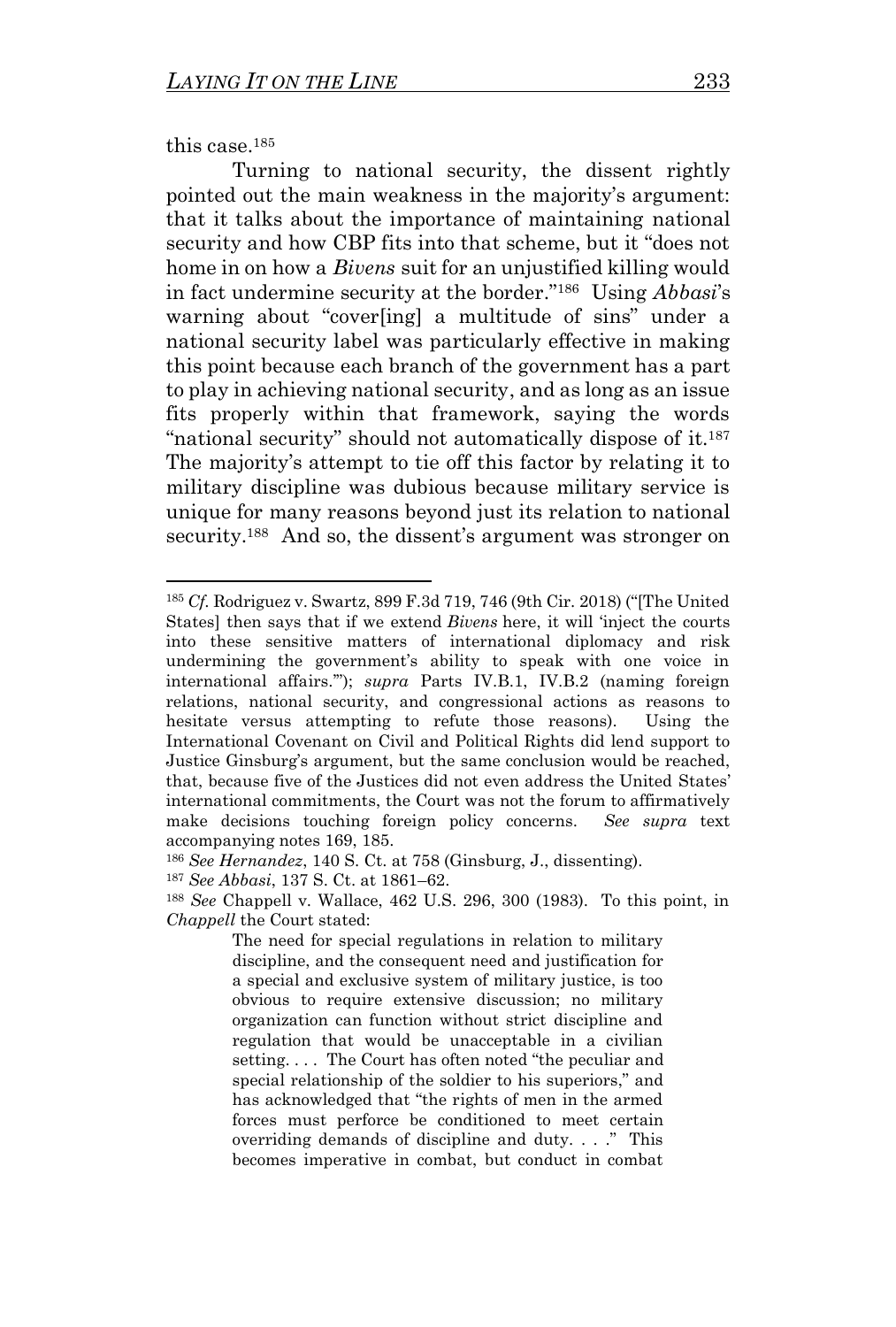this case.[185]

Turning to national security, the dissent rightly pointed out the main weakness in the majority's argument: that it talks about the importance of maintaining national security and how CBP fits into that scheme, but it "does not home in on how a *Bivens* suit for an unjustified killing would in fact undermine security at the border."[186] Using *Abbasi*'s warning about "cover[ing] a multitude of sins" under a national security label was particularly effective in making this point because each branch of the government has a part to play in achieving national security, and as long as an issue fits properly within that framework, saying the words "national security" should not automatically dispose of it.[187] The majority's attempt to tie off this factor by relating it to military discipline was dubious because military service is unique for many reasons beyond just its relation to national security.[188] And so, the dissent's argument was stronger on

---

[185] *Cf.* Rodriguez v. Swartz, 899 F.3d 719, 746 (9th Cir. 2018) ("[The United States] then says that if we extend *Bivens* here, it will 'inject the courts into these sensitive matters of international diplomacy and risk undermining the government's ability to speak with one voice in international affairs.'"); *supra* Parts IV.B.1, IV.B.2 (naming foreign relations, national security, and congressional actions as reasons to hesitate versus attempting to refute those reasons). Using the International Covenant on Civil and Political Rights did lend support to Justice Ginsburg's argument, but the same conclusion would be reached, that, because five of the Justices did not even address the United States' international commitments, the Court was not the forum to affirmatively make decisions touching foreign policy concerns. *See supra* text accompanying notes 169, 185.

[186] *See Hernandez*, 140 S. Ct. at 758 (Ginsburg, J., dissenting).

[187] *See Abbasi*, 137 S. Ct. at 1861–62.

[188] *See* Chappell v. Wallace, 462 U.S. 296, 300 (1983). To this point, in *Chappell* the Court stated:

> The need for special regulations in relation to military discipline, and the consequent need and justification for a special and exclusive system of military justice, is too obvious to require extensive discussion; no military organization can function without strict discipline and regulation that would be unacceptable in a civilian setting. . . . The Court has often noted "the peculiar and special relationship of the soldier to his superiors," and has acknowledged that "the rights of men in the armed forces must perforce be conditioned to meet certain overriding demands of discipline and duty. . . ." This becomes imperative in combat, but conduct in combat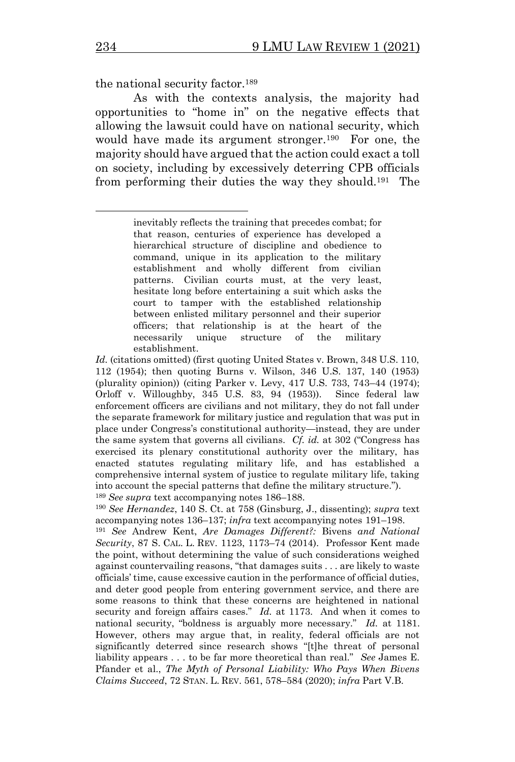the national security factor.[189]

As with the contexts analysis, the majority had opportunities to "home in" on the negative effects that allowing the lawsuit could have on national security, which would have made its argument stronger.[190] For one, the majority should have argued that the action could exact a toll on society, including by excessively deterring CPB officials from performing their duties the way they should.[191] The

---

> inevitably reflects the training that precedes combat; for that reason, centuries of experience has developed a hierarchical structure of discipline and obedience to command, unique in its application to the military establishment and wholly different from civilian patterns. Civilian courts must, at the very least, hesitate long before entertaining a suit which asks the court to tamper with the established relationship between enlisted military personnel and their superior officers; that relationship is at the heart of the necessarily unique structure of the military establishment.

*Id.* (citations omitted) (first quoting United States v. Brown, 348 U.S. 110, 112 (1954); then quoting Burns v. Wilson, 346 U.S. 137, 140 (1953) (plurality opinion)) (citing Parker v. Levy, 417 U.S. 733, 743–44 (1974); Orloff v. Willoughby, 345 U.S. 83, 94 (1953)). Since federal law enforcement officers are civilians and not military, they do not fall under the separate framework for military justice and regulation that was put in place under Congress's constitutional authority—instead, they are under the same system that governs all civilians. *Cf. id.* at 302 ("Congress has exercised its plenary constitutional authority over the military, has enacted statutes regulating military life, and has established a comprehensive internal system of justice to regulate military life, taking into account the special patterns that define the military structure.").

[189] *See supra* text accompanying notes 186–188.

[190] *See Hernandez*, 140 S. Ct. at 758 (Ginsburg, J., dissenting); *supra* text accompanying notes 136–137; *infra* text accompanying notes 191–198.

[191] *See* Andrew Kent, *Are Damages Different?:* Bivens *and National Security*, 87 S. CAL. L. REV. 1123, 1173–74 (2014). Professor Kent made the point, without determining the value of such considerations weighed against countervailing reasons, "that damages suits . . . are likely to waste officials' time, cause excessive caution in the performance of official duties, and deter good people from entering government service, and there are some reasons to think that these concerns are heightened in national security and foreign affairs cases." *Id.* at 1173. And when it comes to national security, "boldness is arguably more necessary." *Id.* at 1181. However, others may argue that, in reality, federal officials are not significantly deterred since research shows "[t]he threat of personal liability appears . . . to be far more theoretical than real." *See* James E. Pfander et al., *The Myth of Personal Liability: Who Pays When Bivens Claims Succeed*, 72 STAN. L. REV. 561, 578–584 (2020); *infra* Part V.B.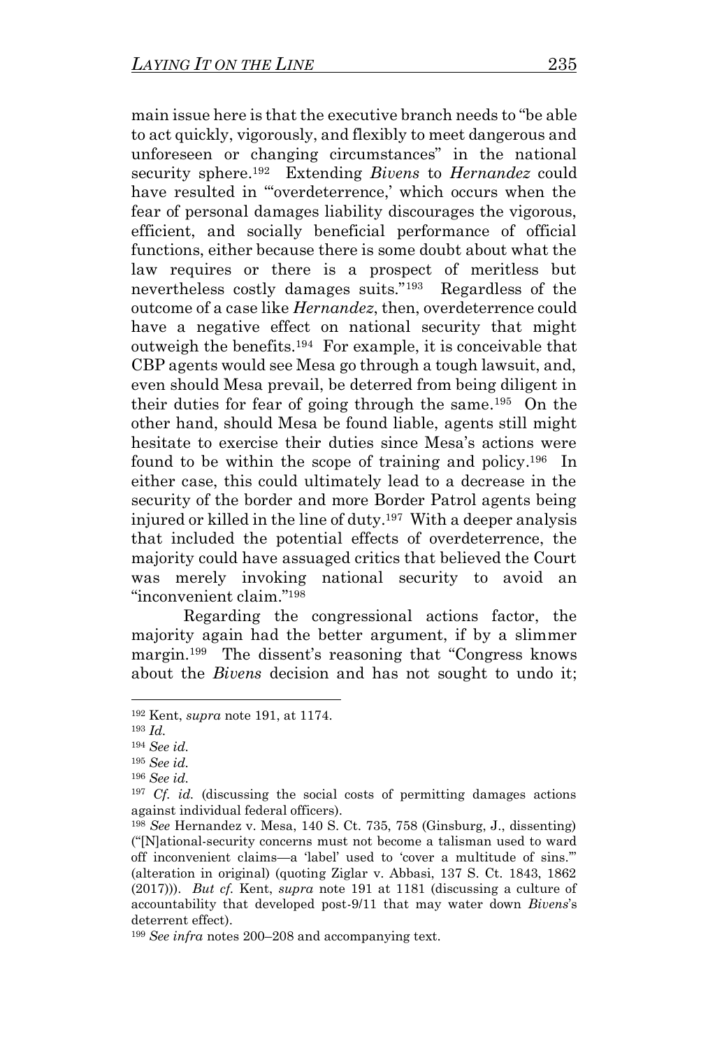main issue here is that the executive branch needs to "be able to act quickly, vigorously, and flexibly to meet dangerous and unforeseen or changing circumstances" in the national security sphere.[192] Extending *Bivens* to *Hernandez* could have resulted in "'overdeterrence,' which occurs when the fear of personal damages liability discourages the vigorous, efficient, and socially beneficial performance of official functions, either because there is some doubt about what the law requires or there is a prospect of meritless but nevertheless costly damages suits."[193] Regardless of the outcome of a case like *Hernandez*, then, overdeterrence could have a negative effect on national security that might outweigh the benefits.[194] For example, it is conceivable that CBP agents would see Mesa go through a tough lawsuit, and, even should Mesa prevail, be deterred from being diligent in their duties for fear of going through the same.[195] On the other hand, should Mesa be found liable, agents still might hesitate to exercise their duties since Mesa's actions were found to be within the scope of training and policy.[196] In either case, this could ultimately lead to a decrease in the security of the border and more Border Patrol agents being injured or killed in the line of duty.[197] With a deeper analysis that included the potential effects of overdeterrence, the majority could have assuaged critics that believed the Court was merely invoking national security to avoid an "inconvenient claim."[198]

Regarding the congressional actions factor, the majority again had the better argument, if by a slimmer margin.[199] The dissent's reasoning that "Congress knows about the *Bivens* decision and has not sought to undo it;

---

[192] Kent, *supra* note 191, at 1174.

[193] *Id.*

[194] *See id.*

[195] *See id.*

[196] *See id.*

[197] *Cf. id.* (discussing the social costs of permitting damages actions against individual federal officers).

[198] *See* Hernandez v. Mesa, 140 S. Ct. 735, 758 (Ginsburg, J., dissenting) ("[N]ational-security concerns must not become a talisman used to ward off inconvenient claims—a 'label' used to 'cover a multitude of sins.'" (alteration in original) (quoting Ziglar v. Abbasi, 137 S. Ct. 1843, 1862 (2017))). *But cf.* Kent, *supra* note 191 at 1181 (discussing a culture of accountability that developed post-9/11 that may water down *Bivens*'s deterrent effect).

[199] *See infra* notes 200–208 and accompanying text.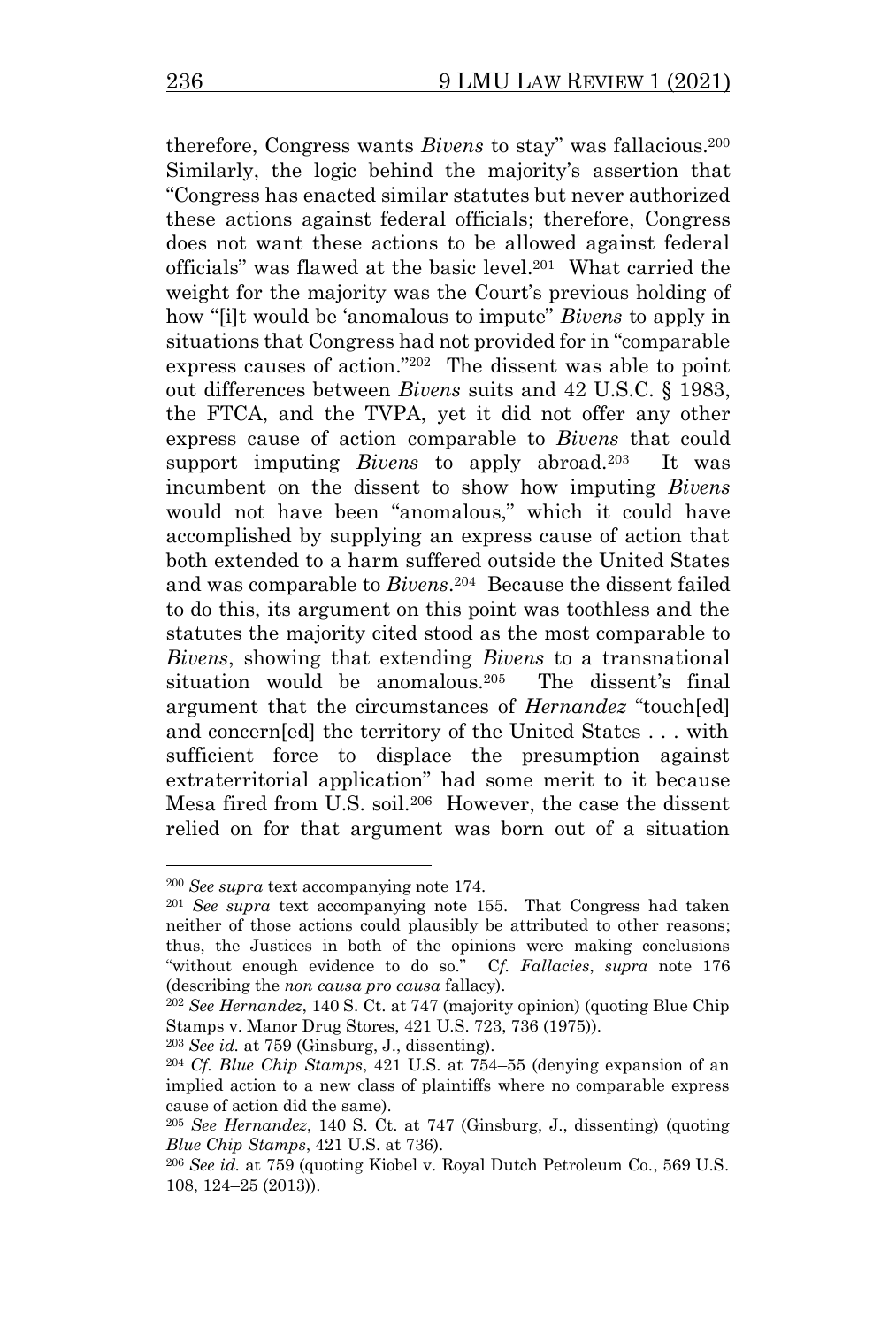therefore, Congress wants *Bivens* to stay" was fallacious.[200] Similarly, the logic behind the majority's assertion that "Congress has enacted similar statutes but never authorized these actions against federal officials; therefore, Congress does not want these actions to be allowed against federal officials" was flawed at the basic level.[201] What carried the weight for the majority was the Court's previous holding of how "[i]t would be 'anomalous to impute" *Bivens* to apply in situations that Congress had not provided for in "comparable express causes of action."[202] The dissent was able to point out differences between *Bivens* suits and 42 U.S.C. § 1983, the FTCA, and the TVPA, yet it did not offer any other express cause of action comparable to *Bivens* that could support imputing *Bivens* to apply abroad.[203] It was incumbent on the dissent to show how imputing *Bivens* would not have been "anomalous," which it could have accomplished by supplying an express cause of action that both extended to a harm suffered outside the United States and was comparable to *Bivens*.[204] Because the dissent failed to do this, its argument on this point was toothless and the statutes the majority cited stood as the most comparable to *Bivens*, showing that extending *Bivens* to a transnational situation would be anomalous.[205] The dissent's final argument that the circumstances of *Hernandez* "touch[ed] and concern[ed] the territory of the United States . . . with sufficient force to displace the presumption against extraterritorial application" had some merit to it because Mesa fired from U.S. soil.[206] However, the case the dissent relied on for that argument was born out of a situation

---

[200] *See supra* text accompanying note 174.

[201] *See supra* text accompanying note 155. That Congress had taken neither of those actions could plausibly be attributed to other reasons; thus, the Justices in both of the opinions were making conclusions "without enough evidence to do so." C*f. Fallacies*, *supra* note 176 (describing the *non causa pro causa* fallacy).

[202] *See Hernandez*, 140 S. Ct. at 747 (majority opinion) (quoting Blue Chip Stamps v. Manor Drug Stores, 421 U.S. 723, 736 (1975)).

[203] *See id.* at 759 (Ginsburg, J., dissenting).

[204] *Cf. Blue Chip Stamps*, 421 U.S. at 754–55 (denying expansion of an implied action to a new class of plaintiffs where no comparable express cause of action did the same).

[205] *See Hernandez*, 140 S. Ct. at 747 (Ginsburg, J., dissenting) (quoting *Blue Chip Stamps*, 421 U.S. at 736).

[206] *See id.* at 759 (quoting Kiobel v. Royal Dutch Petroleum Co., 569 U.S. 108, 124–25 (2013)).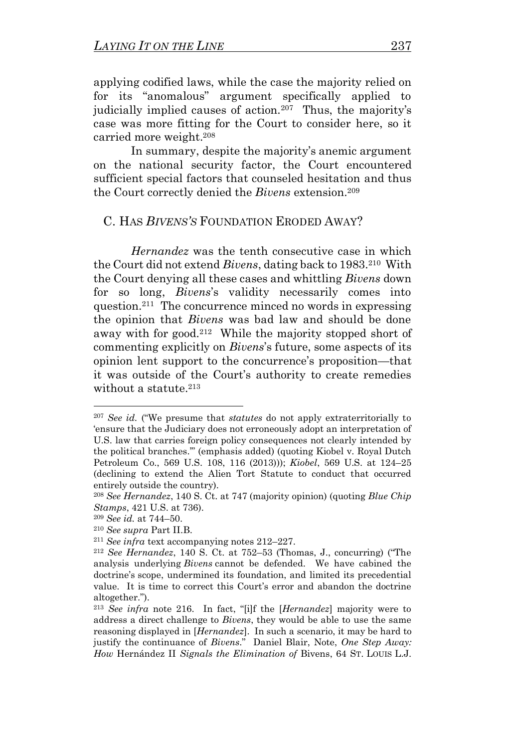applying codified laws, while the case the majority relied on for its "anomalous" argument specifically applied to judicially implied causes of action.[207] Thus, the majority's case was more fitting for the Court to consider here, so it carried more weight.[208]

In summary, despite the majority's anemic argument on the national security factor, the Court encountered sufficient special factors that counseled hesitation and thus the Court correctly denied the *Bivens* extension.[209]

### C. HAS *BIVENS'S* FOUNDATION ERODED AWAY?

*Hernandez* was the tenth consecutive case in which the Court did not extend *Bivens*, dating back to 1983.[210] With the Court denying all these cases and whittling *Bivens* down for so long, *Bivens*'s validity necessarily comes into question.[211] The concurrence minced no words in expressing the opinion that *Bivens* was bad law and should be done away with for good.[212] While the majority stopped short of commenting explicitly on *Bivens*'s future, some aspects of its opinion lent support to the concurrence's proposition—that it was outside of the Court's authority to create remedies without a statute.[213]

---

[207] *See id.* ("We presume that *statutes* do not apply extraterritorially to 'ensure that the Judiciary does not erroneously adopt an interpretation of U.S. law that carries foreign policy consequences not clearly intended by the political branches.'" (emphasis added) (quoting Kiobel v. Royal Dutch Petroleum Co., 569 U.S. 108, 116 (2013))); *Kiobel*, 569 U.S. at 124–25 (declining to extend the Alien Tort Statute to conduct that occurred entirely outside the country).

[208] *See Hernandez*, 140 S. Ct. at 747 (majority opinion) (quoting *Blue Chip Stamps*, 421 U.S. at 736).

[209] *See id.* at 744–50.

[210] *See supra* Part II.B.

[211] *See infra* text accompanying notes 212–227.

[212] *See Hernandez*, 140 S. Ct. at 752–53 (Thomas, J., concurring) ("The analysis underlying *Bivens* cannot be defended. We have cabined the doctrine's scope, undermined its foundation, and limited its precedential value. It is time to correct this Court's error and abandon the doctrine altogether.").

[213] *See infra* note 216. In fact, "[i]f the [*Hernandez*] majority were to address a direct challenge to *Bivens*, they would be able to use the same reasoning displayed in [*Hernandez*]. In such a scenario, it may be hard to justify the continuance of *Bivens*." Daniel Blair, Note, *One Step Away: How* Hernández II *Signals the Elimination of* Bivens, 64 ST. LOUIS L.J.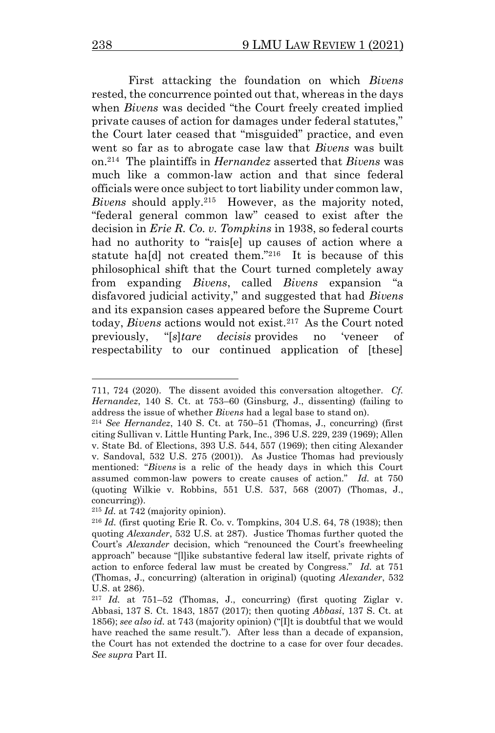First attacking the foundation on which *Bivens* rested, the concurrence pointed out that, whereas in the days when *Bivens* was decided "the Court freely created implied private causes of action for damages under federal statutes," the Court later ceased that "misguided" practice, and even went so far as to abrogate case law that *Bivens* was built on.[214] The plaintiffs in *Hernandez* asserted that *Bivens* was much like a common-law action and that since federal officials were once subject to tort liability under common law, *Bivens* should apply.[215] However, as the majority noted, "federal general common law" ceased to exist after the decision in *Erie R. Co. v. Tompkins* in 1938, so federal courts had no authority to "rais[e] up causes of action where a statute ha[d] not created them."[216] It is because of this philosophical shift that the Court turned completely away from expanding *Bivens*, called *Bivens* expansion "a disfavored judicial activity," and suggested that had *Bivens* and its expansion cases appeared before the Supreme Court today, *Bivens* actions would not exist.[217] As the Court noted previously, "[*s*]*tare decisis* provides no 'veneer of respectability to our continued application of [these]

---

711, 724 (2020). The dissent avoided this conversation altogether. *Cf. Hernandez*, 140 S. Ct. at 753–60 (Ginsburg, J., dissenting) (failing to address the issue of whether *Bivens* had a legal base to stand on).

[214] *See Hernandez*, 140 S. Ct. at 750–51 (Thomas, J., concurring) (first citing Sullivan v. Little Hunting Park, Inc., 396 U.S. 229, 239 (1969); Allen v. State Bd. of Elections, 393 U.S. 544, 557 (1969); then citing Alexander v. Sandoval, 532 U.S. 275 (2001)). As Justice Thomas had previously mentioned: "*Bivens* is a relic of the heady days in which this Court assumed common-law powers to create causes of action." *Id.* at 750 (quoting Wilkie v. Robbins, 551 U.S. 537, 568 (2007) (Thomas, J., concurring)).

[215] *Id.* at 742 (majority opinion).

[216] *Id.* (first quoting Erie R. Co. v. Tompkins, 304 U.S. 64, 78 (1938); then quoting *Alexander*, 532 U.S. at 287). Justice Thomas further quoted the Court's *Alexander* decision, which "renounced the Court's freewheeling approach" because "[l]ike substantive federal law itself, private rights of action to enforce federal law must be created by Congress." *Id.* at 751 (Thomas, J., concurring) (alteration in original) (quoting *Alexander*, 532 U.S. at 286).

[217] *Id.* at 751–52 (Thomas, J., concurring) (first quoting Ziglar v. Abbasi, 137 S. Ct. 1843, 1857 (2017); then quoting *Abbasi*, 137 S. Ct. at 1856); *see also id.* at 743 (majority opinion) ("[I]t is doubtful that we would have reached the same result."). After less than a decade of expansion, the Court has not extended the doctrine to a case for over four decades. *See supra* Part II.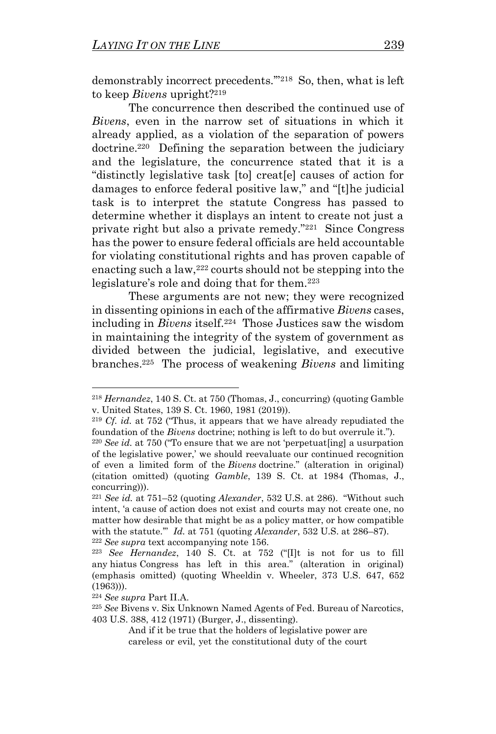demonstrably incorrect precedents.'"[218] So, then, what is left to keep *Bivens* upright?[219]

The concurrence then described the continued use of *Bivens*, even in the narrow set of situations in which it already applied, as a violation of the separation of powers doctrine.[220] Defining the separation between the judiciary and the legislature, the concurrence stated that it is a "distinctly legislative task [to] creat[e] causes of action for damages to enforce federal positive law," and "[t]he judicial task is to interpret the statute Congress has passed to determine whether it displays an intent to create not just a private right but also a private remedy."[221] Since Congress has the power to ensure federal officials are held accountable for violating constitutional rights and has proven capable of enacting such a law,[222] courts should not be stepping into the legislature's role and doing that for them.[223]

These arguments are not new; they were recognized in dissenting opinions in each of the affirmative *Bivens* cases, including in *Bivens* itself.[224] Those Justices saw the wisdom in maintaining the integrity of the system of government as divided between the judicial, legislative, and executive branches.[225] The process of weakening *Bivens* and limiting

---

[218] *Hernandez*, 140 S. Ct. at 750 (Thomas, J., concurring) (quoting Gamble v. United States, 139 S. Ct. 1960, 1981 (2019)).

[219] *Cf. id.* at 752 ("Thus, it appears that we have already repudiated the foundation of the *Bivens* doctrine; nothing is left to do but overrule it.").

[220] *See id.* at 750 ("To ensure that we are not 'perpetuat[ing] a usurpation of the legislative power,' we should reevaluate our continued recognition of even a limited form of the *Bivens* doctrine." (alteration in original) (citation omitted) (quoting *Gamble*, 139 S. Ct. at 1984 (Thomas, J., concurring))).

[221] *See id.* at 751–52 (quoting *Alexander*, 532 U.S. at 286). "Without such intent, 'a cause of action does not exist and courts may not create one, no matter how desirable that might be as a policy matter, or how compatible with the statute.'" *Id.* at 751 (quoting *Alexander*, 532 U.S. at 286–87).

[222] *See supra* text accompanying note 156.

[223] *See Hernandez*, 140 S. Ct. at 752 ("[I]t is not for us to fill any hiatus Congress has left in this area." (alteration in original) (emphasis omitted) (quoting Wheeldin v. Wheeler, 373 U.S. 647, 652 (1963))).

[224] *See supra* Part II.A.

[225] *See* Bivens v. Six Unknown Named Agents of Fed. Bureau of Narcotics, 403 U.S. 388, 412 (1971) (Burger, J., dissenting).

> And if it be true that the holders of legislative power are careless or evil, yet the constitutional duty of the court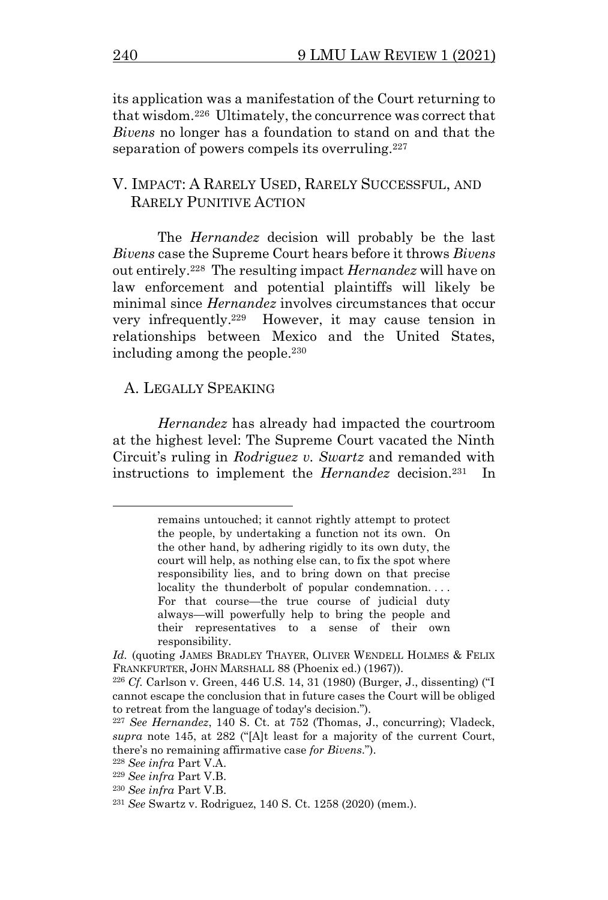its application was a manifestation of the Court returning to that wisdom.[226] Ultimately, the concurrence was correct that *Bivens* no longer has a foundation to stand on and that the separation of powers compels its overruling.[227]

## V. IMPACT: A RARELY USED, RARELY SUCCESSFUL, AND RARELY PUNITIVE ACTION

The *Hernandez* decision will probably be the last *Bivens* case the Supreme Court hears before it throws *Bivens* out entirely.[228] The resulting impact *Hernandez* will have on law enforcement and potential plaintiffs will likely be minimal since *Hernandez* involves circumstances that occur very infrequently.[229] However, it may cause tension in relationships between Mexico and the United States, including among the people.[230]

### A. LEGALLY SPEAKING

*Hernandez* has already had impacted the courtroom at the highest level: The Supreme Court vacated the Ninth Circuit's ruling in *Rodriguez v. Swartz* and remanded with instructions to implement the *Hernandez* decision.[231] In

---

> remains untouched; it cannot rightly attempt to protect the people, by undertaking a function not its own. On the other hand, by adhering rigidly to its own duty, the court will help, as nothing else can, to fix the spot where responsibility lies, and to bring down on that precise locality the thunderbolt of popular condemnation. . . . For that course—the true course of judicial duty always—will powerfully help to bring the people and their representatives to a sense of their own responsibility.

*Id.* (quoting JAMES BRADLEY THAYER, OLIVER WENDELL HOLMES & FELIX FRANKFURTER, JOHN MARSHALL 88 (Phoenix ed.) (1967)).

[226] *Cf.* Carlson v. Green, 446 U.S. 14, 31 (1980) (Burger, J., dissenting) ("I cannot escape the conclusion that in future cases the Court will be obliged to retreat from the language of today's decision.").

[227] *See Hernandez*, 140 S. Ct. at 752 (Thomas, J., concurring); Vladeck, *supra* note 145, at 282 ("[A]t least for a majority of the current Court, there's no remaining affirmative case *for Bivens*.").

[228] *See infra* Part V.A.

[229] *See infra* Part V.B.

[230] *See infra* Part V.B.

[231] *See* Swartz v. Rodriguez, 140 S. Ct. 1258 (2020) (mem.).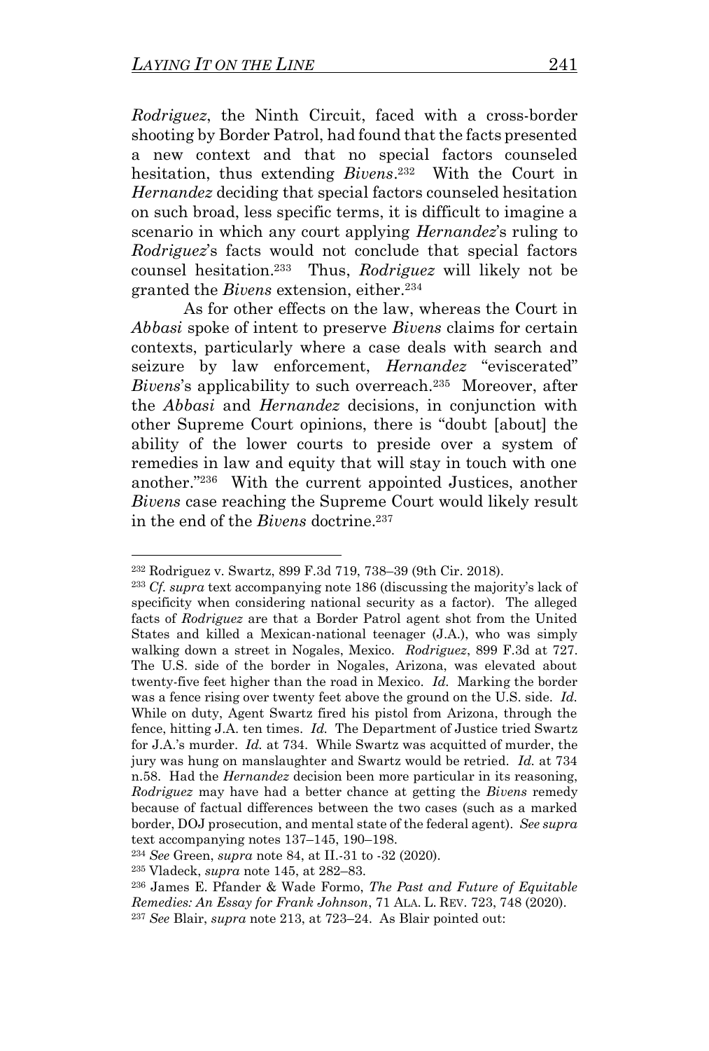*Rodriguez*, the Ninth Circuit, faced with a cross-border shooting by Border Patrol, had found that the facts presented a new context and that no special factors counseled hesitation, thus extending *Bivens*.[232] With the Court in *Hernandez* deciding that special factors counseled hesitation on such broad, less specific terms, it is difficult to imagine a scenario in which any court applying *Hernandez*'s ruling to *Rodriguez*'s facts would not conclude that special factors counsel hesitation.[233] Thus, *Rodriguez* will likely not be granted the *Bivens* extension, either.[234]

As for other effects on the law, whereas the Court in *Abbasi* spoke of intent to preserve *Bivens* claims for certain contexts, particularly where a case deals with search and seizure by law enforcement, *Hernandez* "eviscerated" *Bivens*'s applicability to such overreach.[235] Moreover, after the *Abbasi* and *Hernandez* decisions, in conjunction with other Supreme Court opinions, there is "doubt [about] the ability of the lower courts to preside over a system of remedies in law and equity that will stay in touch with one another."[236] With the current appointed Justices, another *Bivens* case reaching the Supreme Court would likely result in the end of the *Bivens* doctrine.[237]

---

[232] Rodriguez v. Swartz, 899 F.3d 719, 738–39 (9th Cir. 2018).

[233] *Cf. supra* text accompanying note 186 (discussing the majority's lack of specificity when considering national security as a factor). The alleged facts of *Rodriguez* are that a Border Patrol agent shot from the United States and killed a Mexican-national teenager (J.A.), who was simply walking down a street in Nogales, Mexico. *Rodriguez*, 899 F.3d at 727. The U.S. side of the border in Nogales, Arizona, was elevated about twenty-five feet higher than the road in Mexico. *Id.* Marking the border was a fence rising over twenty feet above the ground on the U.S. side. *Id.* While on duty, Agent Swartz fired his pistol from Arizona, through the fence, hitting J.A. ten times. *Id.* The Department of Justice tried Swartz for J.A.'s murder. *Id.* at 734. While Swartz was acquitted of murder, the jury was hung on manslaughter and Swartz would be retried. *Id.* at 734 n.58. Had the *Hernandez* decision been more particular in its reasoning, *Rodriguez* may have had a better chance at getting the *Bivens* remedy because of factual differences between the two cases (such as a marked border, DOJ prosecution, and mental state of the federal agent). *See supra* text accompanying notes 137–145, 190–198.

[234] *See* Green, *supra* note 84, at II.-31 to -32 (2020).

[235] Vladeck, *supra* note 145, at 282–83.

[236] James E. Pfander & Wade Formo, *The Past and Future of Equitable Remedies: An Essay for Frank Johnson*, 71 ALA. L. REV. 723, 748 (2020).

[237] *See* Blair, *supra* note 213, at 723–24. As Blair pointed out: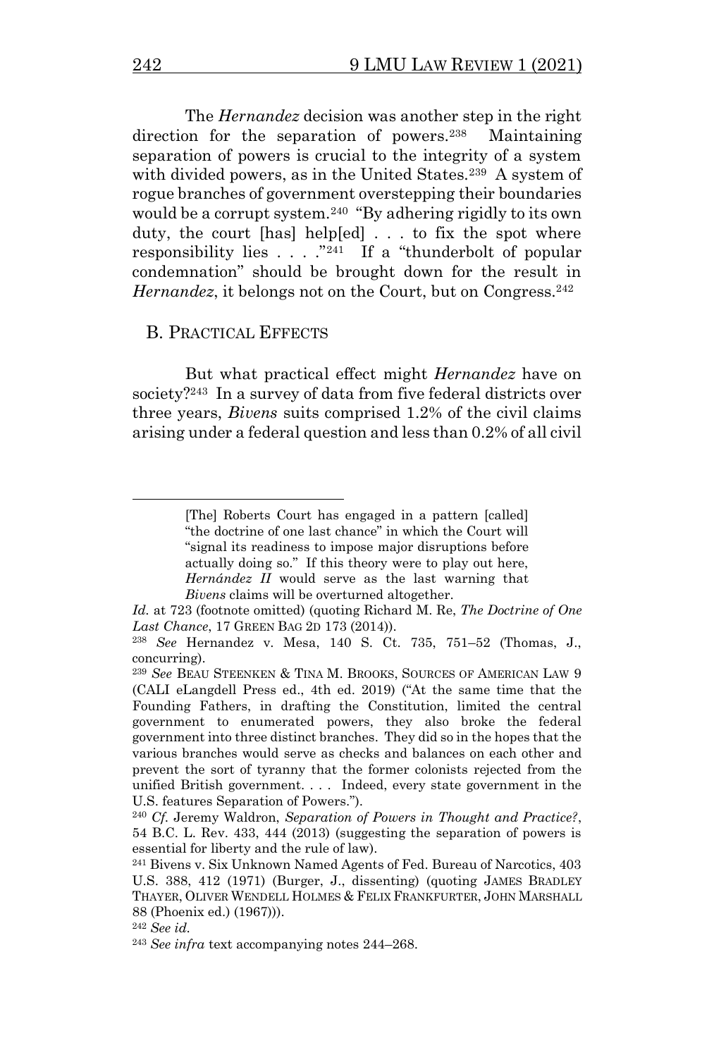The *Hernandez* decision was another step in the right direction for the separation of powers.[238] Maintaining separation of powers is crucial to the integrity of a system with divided powers, as in the United States.[239] A system of rogue branches of government overstepping their boundaries would be a corrupt system.[240] "By adhering rigidly to its own duty, the court [has] help[ed] . . . to fix the spot where responsibility lies . . . ."[241] If a "thunderbolt of popular condemnation" should be brought down for the result in *Hernandez*, it belongs not on the Court, but on Congress.[242]

## B. Practical Effects

But what practical effect might *Hernandez* have on society?[243] In a survey of data from five federal districts over three years, *Bivens* suits comprised 1.2% of the civil claims arising under a federal question and less than 0.2% of all civil

---

> [The] Roberts Court has engaged in a pattern [called] "the doctrine of one last chance" in which the Court will "signal its readiness to impose major disruptions before actually doing so." If this theory were to play out here, *Hernández II* would serve as the last warning that *Bivens* claims will be overturned altogether.

*Id.* at 723 (footnote omitted) (quoting Richard M. Re, *The Doctrine of One Last Chance*, 17 Green Bag 2d 173 (2014)).

[238] *See* Hernandez v. Mesa, 140 S. Ct. 735, 751–52 (Thomas, J., concurring).

[239] *See* Beau Steenken & Tina M. Brooks, Sources of American Law 9 (CALI eLangdell Press ed., 4th ed. 2019) ("At the same time that the Founding Fathers, in drafting the Constitution, limited the central government to enumerated powers, they also broke the federal government into three distinct branches. They did so in the hopes that the various branches would serve as checks and balances on each other and prevent the sort of tyranny that the former colonists rejected from the unified British government. . . . Indeed, every state government in the U.S. features Separation of Powers.").

[240] *Cf.* Jeremy Waldron, *Separation of Powers in Thought and Practice?*, 54 B.C. L. Rev. 433, 444 (2013) (suggesting the separation of powers is essential for liberty and the rule of law).

[241] Bivens v. Six Unknown Named Agents of Fed. Bureau of Narcotics, 403 U.S. 388, 412 (1971) (Burger, J., dissenting) (quoting James Bradley Thayer, Oliver Wendell Holmes & Felix Frankfurter, John Marshall 88 (Phoenix ed.) (1967))).

[242] *See id.*

[243] *See infra* text accompanying notes 244–268.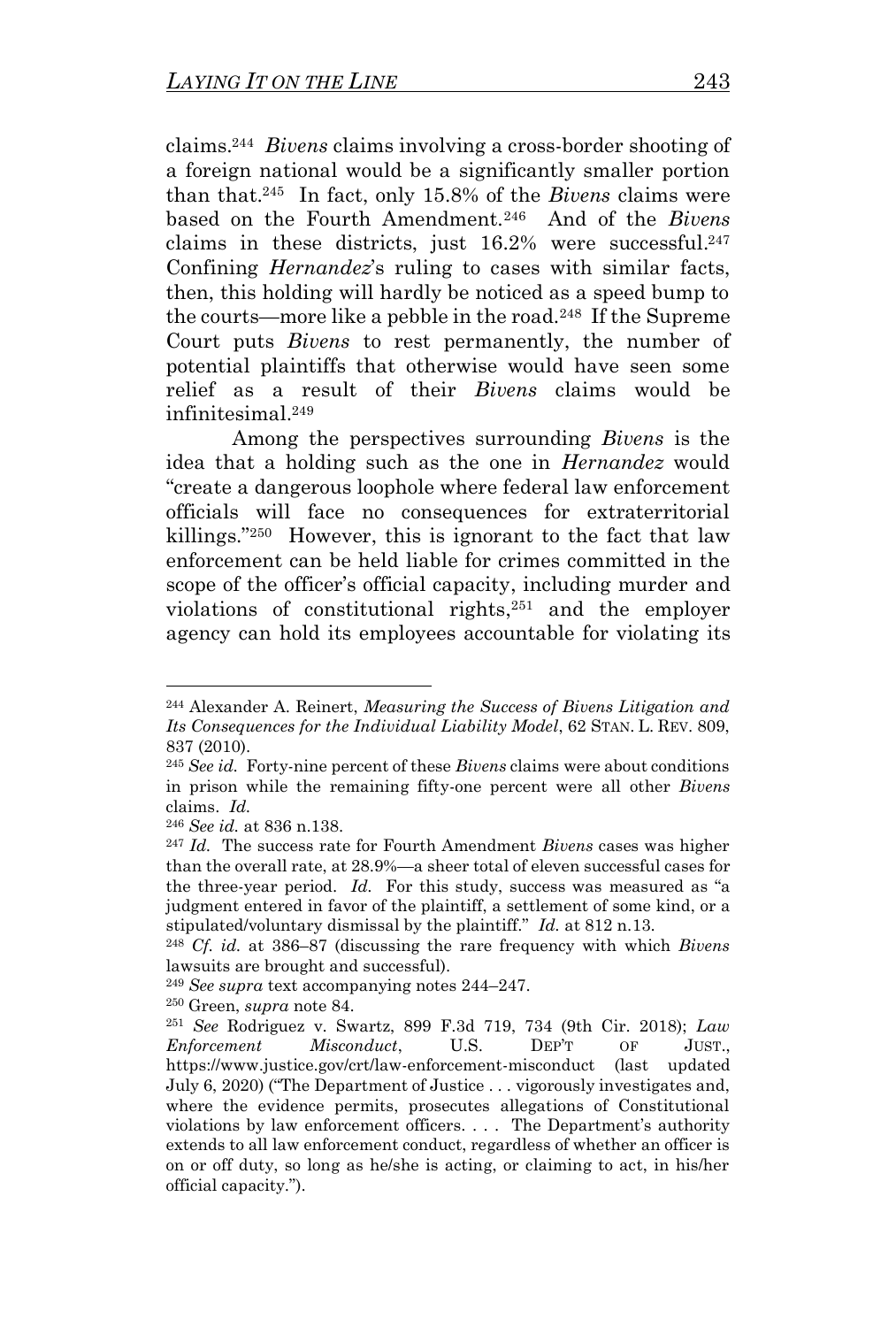claims.[244] *Bivens* claims involving a cross-border shooting of a foreign national would be a significantly smaller portion than that.[245] In fact, only 15.8% of the *Bivens* claims were based on the Fourth Amendment.[246] And of the *Bivens* claims in these districts, just 16.2% were successful.[247] Confining *Hernandez*'s ruling to cases with similar facts, then, this holding will hardly be noticed as a speed bump to the courts—more like a pebble in the road.[248] If the Supreme Court puts *Bivens* to rest permanently, the number of potential plaintiffs that otherwise would have seen some relief as a result of their *Bivens* claims would be infinitesimal.[249]

Among the perspectives surrounding *Bivens* is the idea that a holding such as the one in *Hernandez* would "create a dangerous loophole where federal law enforcement officials will face no consequences for extraterritorial killings."[250] However, this is ignorant to the fact that law enforcement can be held liable for crimes committed in the scope of the officer's official capacity, including murder and violations of constitutional rights,[251] and the employer agency can hold its employees accountable for violating its

---

[244] Alexander A. Reinert, *Measuring the Success of Bivens Litigation and Its Consequences for the Individual Liability Model*, 62 STAN. L. REV. 809, 837 (2010).

[245] *See id.* Forty-nine percent of these *Bivens* claims were about conditions in prison while the remaining fifty-one percent were all other *Bivens* claims. *Id.*

[246] *See id.* at 836 n.138.

[247] *Id.* The success rate for Fourth Amendment *Bivens* cases was higher than the overall rate, at 28.9%—a sheer total of eleven successful cases for the three-year period. *Id.* For this study, success was measured as "a judgment entered in favor of the plaintiff, a settlement of some kind, or a stipulated/voluntary dismissal by the plaintiff." *Id.* at 812 n.13.

[248] *Cf. id.* at 386–87 (discussing the rare frequency with which *Bivens* lawsuits are brought and successful).

[249] *See supra* text accompanying notes 244–247.

[250] Green, *supra* note 84.

[251] *See* Rodriguez v. Swartz, 899 F.3d 719, 734 (9th Cir. 2018); *Law Enforcement Misconduct*, U.S. DEP'T OF JUST., https://www.justice.gov/crt/law-enforcement-misconduct (last updated July 6, 2020) ("The Department of Justice . . . vigorously investigates and, where the evidence permits, prosecutes allegations of Constitutional violations by law enforcement officers. . . . The Department's authority extends to all law enforcement conduct, regardless of whether an officer is on or off duty, so long as he/she is acting, or claiming to act, in his/her official capacity.").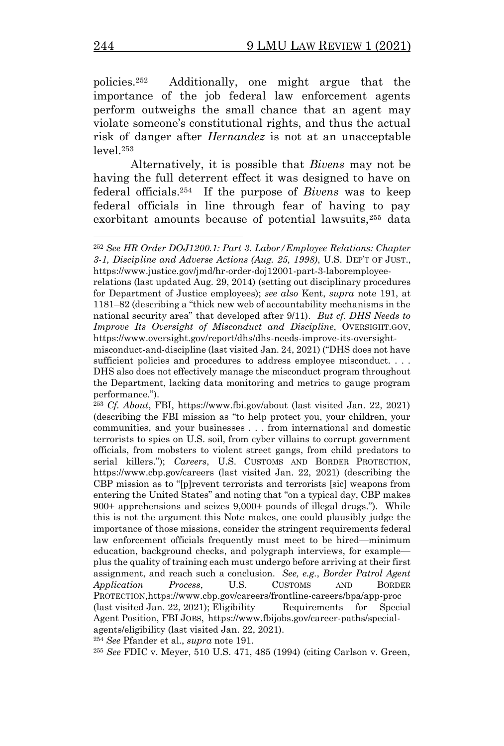policies.[252] Additionally, one might argue that the importance of the job federal law enforcement agents perform outweighs the small chance that an agent may violate someone's constitutional rights, and thus the actual risk of danger after *Hernandez* is not at an unacceptable level.[253]

Alternatively, it is possible that *Bivens* may not be having the full deterrent effect it was designed to have on federal officials.[254] If the purpose of *Bivens* was to keep federal officials in line through fear of having to pay exorbitant amounts because of potential lawsuits,[255] data

---

[252] *See HR Order DOJ1200.1: Part 3. Labor/Employee Relations: Chapter 3-1, Discipline and Adverse Actions (Aug. 25, 1998)*, U.S. DEP'T OF JUST., https://www.justice.gov/jmd/hr-order-doj12001-part-3-laboremployee-relations (last updated Aug. 29, 2014) (setting out disciplinary procedures for Department of Justice employees); *see also* Kent, *supra* note 191, at 1181–82 (describing a "thick new web of accountability mechanisms in the national security area" that developed after 9/11). *But cf. DHS Needs to Improve Its Oversight of Misconduct and Discipline*, OVERSIGHT.GOV, https://www.oversight.gov/report/dhs/dhs-needs-improve-its-oversight-misconduct-and-discipline (last visited Jan. 24, 2021) ("DHS does not have sufficient policies and procedures to address employee misconduct. . . . DHS also does not effectively manage the misconduct program throughout the Department, lacking data monitoring and metrics to gauge program performance.").

[253] *Cf. About*, FBI, https://www.fbi.gov/about (last visited Jan. 22, 2021) (describing the FBI mission as "to help protect you, your children, your communities, and your businesses . . . from international and domestic terrorists to spies on U.S. soil, from cyber villains to corrupt government officials, from mobsters to violent street gangs, from child predators to serial killers."); *Careers*, U.S. CUSTOMS AND BORDER PROTECTION, https://www.cbp.gov/careers (last visited Jan. 22, 2021) (describing the CBP mission as to "[p]revent terrorists and terrorists [sic] weapons from entering the United States" and noting that "on a typical day, CBP makes 900+ apprehensions and seizes 9,000+ pounds of illegal drugs."). While this is not the argument this Note makes, one could plausibly judge the importance of those missions, consider the stringent requirements federal law enforcement officials frequently must meet to be hired—minimum education, background checks, and polygraph interviews, for example—plus the quality of training each must undergo before arriving at their first assignment, and reach such a conclusion. *See, e.g.*, *Border Patrol Agent Application Process*, U.S. CUSTOMS AND BORDER PROTECTION, https://www.cbp.gov/careers/frontline-careers/bpa/app-proc (last visited Jan. 22, 2021); Eligibility Requirements for Special Agent Position, FBI JOBS, https://www.fbijobs.gov/career-paths/special-agents/eligibility (last visited Jan. 22, 2021).

[254] *See* Pfander et al., *supra* note 191.

[255] *See* FDIC v. Meyer, 510 U.S. 471, 485 (1994) (citing Carlson v. Green,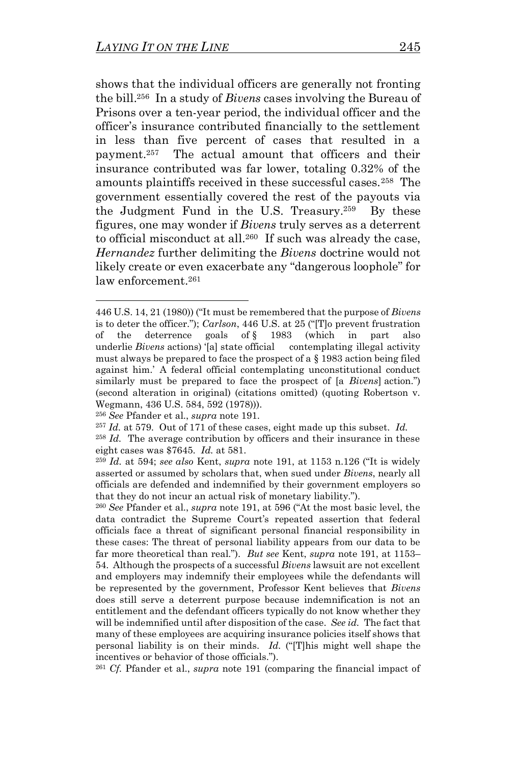shows that the individual officers are generally not fronting the bill.[256] In a study of *Bivens* cases involving the Bureau of Prisons over a ten-year period, the individual officer and the officer's insurance contributed financially to the settlement in less than five percent of cases that resulted in a payment.[257] The actual amount that officers and their insurance contributed was far lower, totaling 0.32% of the amounts plaintiffs received in these successful cases.[258] The government essentially covered the rest of the payouts via the Judgment Fund in the U.S. Treasury.[259] By these figures, one may wonder if *Bivens* truly serves as a deterrent to official misconduct at all.[260] If such was already the case, *Hernandez* further delimiting the *Bivens* doctrine would not likely create or even exacerbate any "dangerous loophole" for law enforcement.[261]

---

446 U.S. 14, 21 (1980)) ("It must be remembered that the purpose of *Bivens* is to deter the officer."); *Carlson*, 446 U.S. at 25 ("[T]o prevent frustration of the deterrence goals of § 1983 (which in part also underlie *Bivens* actions) '[a] state official contemplating illegal activity must always be prepared to face the prospect of a § 1983 action being filed against him.' A federal official contemplating unconstitutional conduct similarly must be prepared to face the prospect of [a *Bivens*] action.") (second alteration in original) (citations omitted) (quoting Robertson v. Wegmann, 436 U.S. 584, 592 (1978))).

[256] *See* Pfander et al., *supra* note 191.

[257] *Id.* at 579. Out of 171 of these cases, eight made up this subset. *Id.*

[258] *Id.* The average contribution by officers and their insurance in these eight cases was $7645. *Id.* at 581.

[259] *Id.* at 594; *see also* Kent, *supra* note 191, at 1153 n.126 ("It is widely asserted or assumed by scholars that, when sued under *Bivens*, nearly all officials are defended and indemnified by their government employers so that they do not incur an actual risk of monetary liability.").

[260] *See* Pfander et al., *supra* note 191, at 596 ("At the most basic level, the data contradict the Supreme Court's repeated assertion that federal officials face a threat of significant personal financial responsibility in these cases: The threat of personal liability appears from our data to be far more theoretical than real."). *But see* Kent, *supra* note 191, at 1153–54. Although the prospects of a successful *Bivens* lawsuit are not excellent and employers may indemnify their employees while the defendants will be represented by the government, Professor Kent believes that *Bivens* does still serve a deterrent purpose because indemnification is not an entitlement and the defendant officers typically do not know whether they will be indemnified until after disposition of the case. *See id.* The fact that many of these employees are acquiring insurance policies itself shows that personal liability is on their minds. *Id.* ("[T]his might well shape the incentives or behavior of those officials.").

[261] *Cf.* Pfander et al., *supra* note 191 (comparing the financial impact of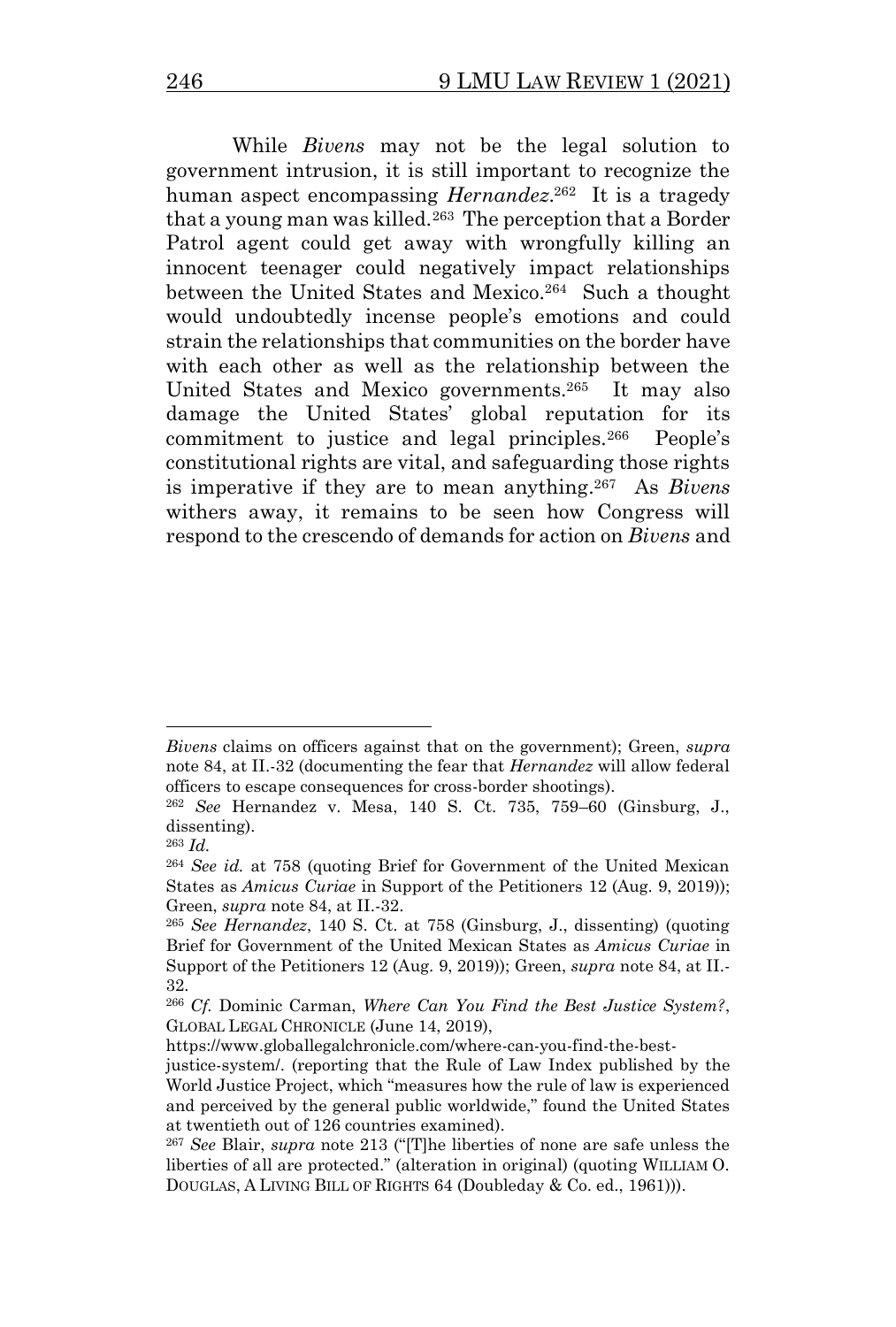While *Bivens* may not be the legal solution to government intrusion, it is still important to recognize the human aspect encompassing *Hernandez*.[262] It is a tragedy that a young man was killed.[263] The perception that a Border Patrol agent could get away with wrongfully killing an innocent teenager could negatively impact relationships between the United States and Mexico.[264] Such a thought would undoubtedly incense people's emotions and could strain the relationships that communities on the border have with each other as well as the relationship between the United States and Mexico governments.[265] It may also damage the United States' global reputation for its commitment to justice and legal principles.[266] People's constitutional rights are vital, and safeguarding those rights is imperative if they are to mean anything.[267] As *Bivens* withers away, it remains to be seen how Congress will respond to the crescendo of demands for action on *Bivens* and

---

*Bivens* claims on officers against that on the government); Green, *supra* note 84, at II.-32 (documenting the fear that *Hernandez* will allow federal officers to escape consequences for cross-border shootings).

[262] *See* Hernandez v. Mesa, 140 S. Ct. 735, 759–60 (Ginsburg, J., dissenting).

[263] *Id.*

[264] *See id.* at 758 (quoting Brief for Government of the United Mexican States as *Amicus Curiae* in Support of the Petitioners 12 (Aug. 9, 2019)); Green, *supra* note 84, at II.-32.

[265] *See Hernandez*, 140 S. Ct. at 758 (Ginsburg, J., dissenting) (quoting Brief for Government of the United Mexican States as *Amicus Curiae* in Support of the Petitioners 12 (Aug. 9, 2019)); Green, *supra* note 84, at II.-32.

[266] *Cf.* Dominic Carman, *Where Can You Find the Best Justice System?*, GLOBAL LEGAL CHRONICLE (June 14, 2019), https://www.globallegalchronicle.com/where-can-you-find-the-best-justice-system/. (reporting that the Rule of Law Index published by the World Justice Project, which "measures how the rule of law is experienced and perceived by the general public worldwide," found the United States at twentieth out of 126 countries examined).

[267] *See* Blair, *supra* note 213 ("[T]he liberties of none are safe unless the liberties of all are protected." (alteration in original) (quoting WILLIAM O. DOUGLAS, A LIVING BILL OF RIGHTS 64 (Doubleday & Co. ed., 1961))).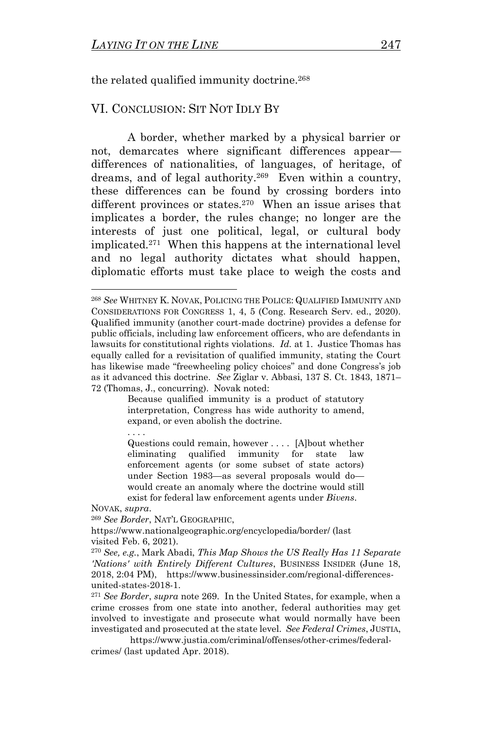the related qualified immunity doctrine.[268]

## VI. Conclusion: Sit Not Idly By

A border, whether marked by a physical barrier or not, demarcates where significant differences appear—differences of nationalities, of languages, of heritage, of dreams, and of legal authority.[269] Even within a country, these differences can be found by crossing borders into different provinces or states.[270] When an issue arises that implicates a border, the rules change; no longer are the interests of just one political, legal, or cultural body implicated.[271] When this happens at the international level and no legal authority dictates what should happen, diplomatic efforts must take place to weigh the costs and

---

[268] *See* WHITNEY K. NOVAK, POLICING THE POLICE: QUALIFIED IMMUNITY AND CONSIDERATIONS FOR CONGRESS 1, 4, 5 (Cong. Research Serv. ed., 2020). Qualified immunity (another court-made doctrine) provides a defense for public officials, including law enforcement officers, who are defendants in lawsuits for constitutional rights violations. *Id.* at 1. Justice Thomas has equally called for a revisitation of qualified immunity, stating the Court has likewise made "freewheeling policy choices" and done Congress's job as it advanced this doctrine. *See* Ziglar v. Abbasi, 137 S. Ct. 1843, 1871–72 (Thomas, J., concurring). Novak noted:

> Because qualified immunity is a product of statutory interpretation, Congress has wide authority to amend, expand, or even abolish the doctrine.
>
> . . . .
>
> Questions could remain, however . . . . [A]bout whether eliminating qualified immunity for state law enforcement agents (or some subset of state actors) under Section 1983—as several proposals would do—would create an anomaly where the doctrine would still exist for federal law enforcement agents under *Bivens*.

NOVAK, *supra*.

[269] *See Border*, NAT'L GEOGRAPHIC, https://www.nationalgeographic.org/encyclopedia/border/ (last visited Feb. 6, 2021).

[270] *See, e.g.*, Mark Abadi, *This Map Shows the US Really Has 11 Separate 'Nations' with Entirely Different Cultures*, BUSINESS INSIDER (June 18, 2018, 2:04 PM), https://www.businessinsider.com/regional-differences-united-states-2018-1.

[271] *See Border*, *supra* note 269. In the United States, for example, when a crime crosses from one state into another, federal authorities may get involved to investigate and prosecute what would normally have been investigated and prosecuted at the state level. *See Federal Crimes*, JUSTIA, https://www.justia.com/criminal/offenses/other-crimes/federal-crimes/ (last updated Apr. 2018).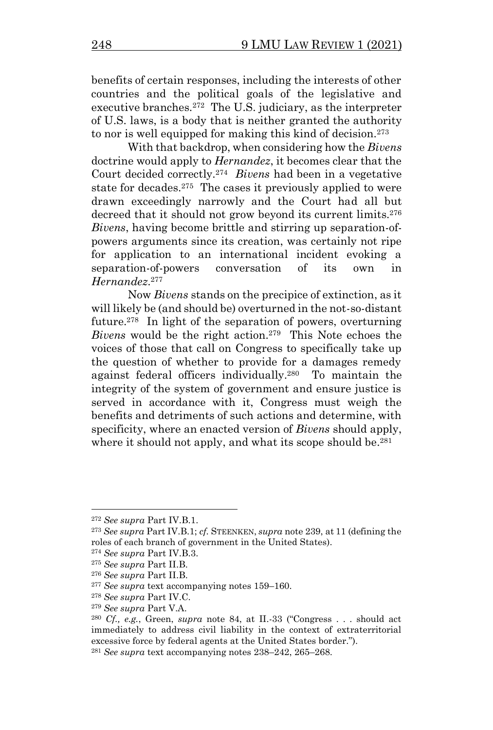benefits of certain responses, including the interests of other countries and the political goals of the legislative and executive branches.[272] The U.S. judiciary, as the interpreter of U.S. laws, is a body that is neither granted the authority to nor is well equipped for making this kind of decision.[273]

With that backdrop, when considering how the *Bivens* doctrine would apply to *Hernandez*, it becomes clear that the Court decided correctly.[274] *Bivens* had been in a vegetative state for decades.[275] The cases it previously applied to were drawn exceedingly narrowly and the Court had all but decreed that it should not grow beyond its current limits.[276] *Bivens*, having become brittle and stirring up separation-of-powers arguments since its creation, was certainly not ripe for application to an international incident evoking a separation-of-powers conversation of its own in *Hernandez*.[277]

Now *Bivens* stands on the precipice of extinction, as it will likely be (and should be) overturned in the not-so-distant future.[278] In light of the separation of powers, overturning *Bivens* would be the right action.[279] This Note echoes the voices of those that call on Congress to specifically take up the question of whether to provide for a damages remedy against federal officers individually.[280] To maintain the integrity of the system of government and ensure justice is served in accordance with it, Congress must weigh the benefits and detriments of such actions and determine, with specificity, where an enacted version of *Bivens* should apply, where it should not apply, and what its scope should be.[281]

---

[272] *See supra* Part IV.B.1.

[273] *See supra* Part IV.B.1; *cf.* STEENKEN, *supra* note 239, at 11 (defining the roles of each branch of government in the United States).

[274] *See supra* Part IV.B.3.

[275] *See supra* Part II.B.

[276] *See supra* Part II.B.

[277] *See supra* text accompanying notes 159–160.

[278] *See supra* Part IV.C.

[279] *See supra* Part V.A.

[280] *Cf., e.g.*, Green, *supra* note 84, at II.-33 ("Congress . . . should act immediately to address civil liability in the context of extraterritorial excessive force by federal agents at the United States border.").

[281] *See supra* text accompanying notes 238–242, 265–268.